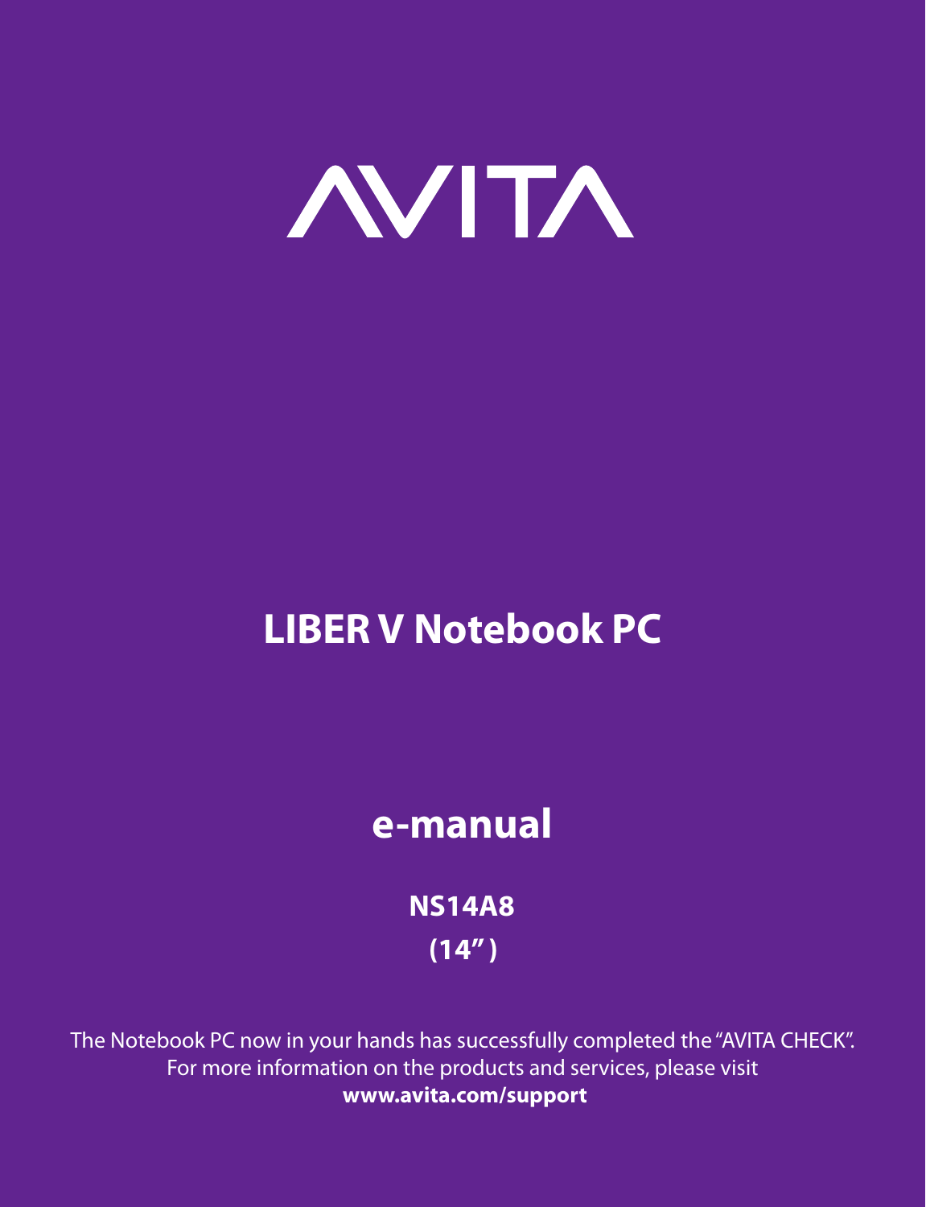# AVITA

# LIBER V Notebook PC

## e-manual

**NS14A8**

**(14" )**

The Notebook PC now in your hands has successfully completed the "AVITA CHECK".
For more information on the products and services, please visit
**www.avita.com/support**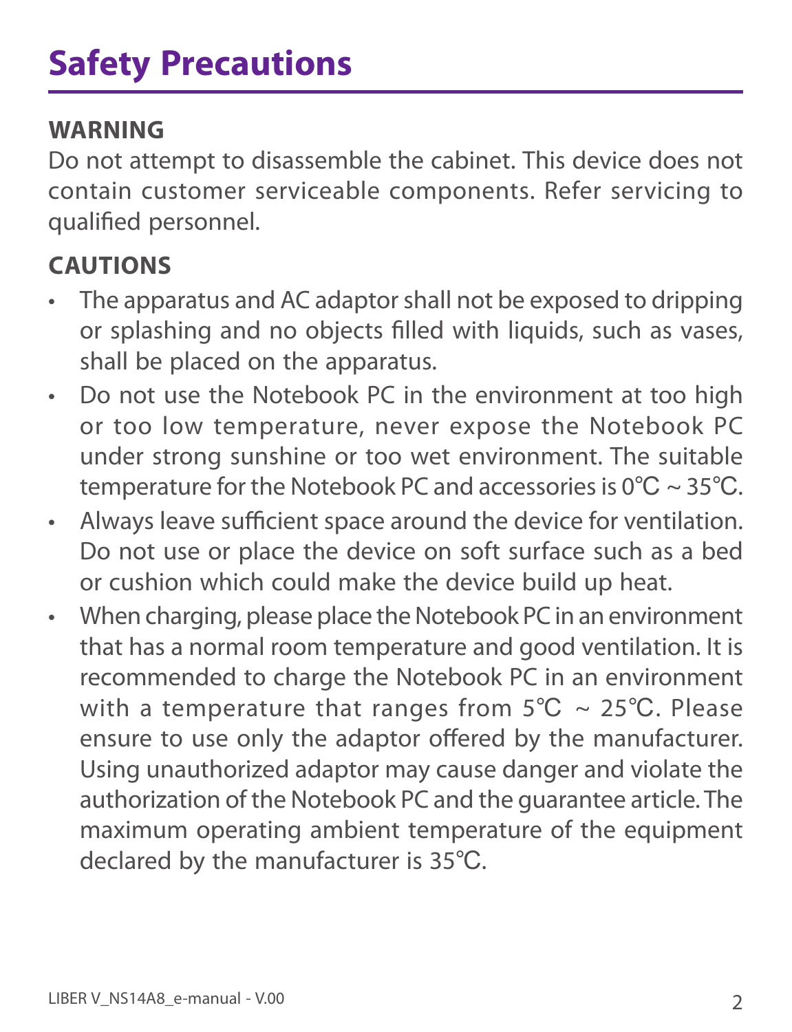# Safety Precautions

## WARNING

Do not attempt to disassemble the cabinet. This device does not contain customer serviceable components. Refer servicing to qualified personnel.

## CAUTIONS

- The apparatus and AC adaptor shall not be exposed to dripping or splashing and no objects filled with liquids, such as vases, shall be placed on the apparatus.
- Do not use the Notebook PC in the environment at too high or too low temperature, never expose the Notebook PC under strong sunshine or too wet environment. The suitable temperature for the Notebook PC and accessories is 0℃ ~ 35℃.
- Always leave sufficient space around the device for ventilation. Do not use or place the device on soft surface such as a bed or cushion which could make the device build up heat.
- When charging, please place the Notebook PC in an environment that has a normal room temperature and good ventilation. It is recommended to charge the Notebook PC in an environment with a temperature that ranges from 5℃ ~ 25℃. Please ensure to use only the adaptor offered by the manufacturer. Using unauthorized adaptor may cause danger and violate the authorization of the Notebook PC and the guarantee article. The maximum operating ambient temperature of the equipment declared by the manufacturer is 35℃.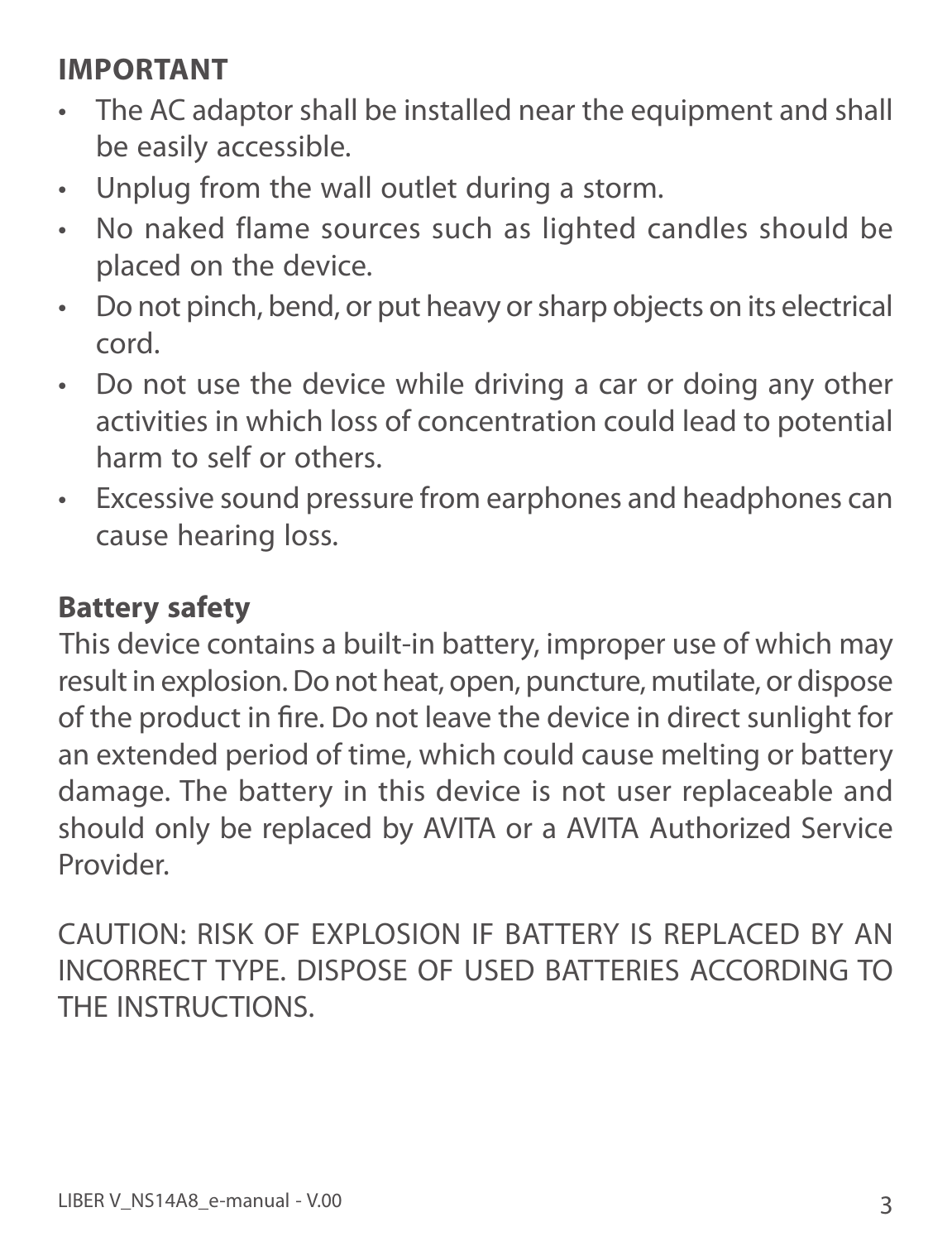## IMPORTANT

- The AC adaptor shall be installed near the equipment and shall be easily accessible.
- Unplug from the wall outlet during a storm.
- No naked flame sources such as lighted candles should be placed on the device.
- Do not pinch, bend, or put heavy or sharp objects on its electrical cord.
- Do not use the device while driving a car or doing any other activities in which loss of concentration could lead to potential harm to self or others.
- Excessive sound pressure from earphones and headphones can cause hearing loss.

## Battery safety

This device contains a built-in battery, improper use of which may result in explosion. Do not heat, open, puncture, mutilate, or dispose of the product in fire. Do not leave the device in direct sunlight for an extended period of time, which could cause melting or battery damage. The battery in this device is not user replaceable and should only be replaced by AVITA or a AVITA Authorized Service Provider.

CAUTION: RISK OF EXPLOSION IF BATTERY IS REPLACED BY AN INCORRECT TYPE. DISPOSE OF USED BATTERIES ACCORDING TO THE INSTRUCTIONS.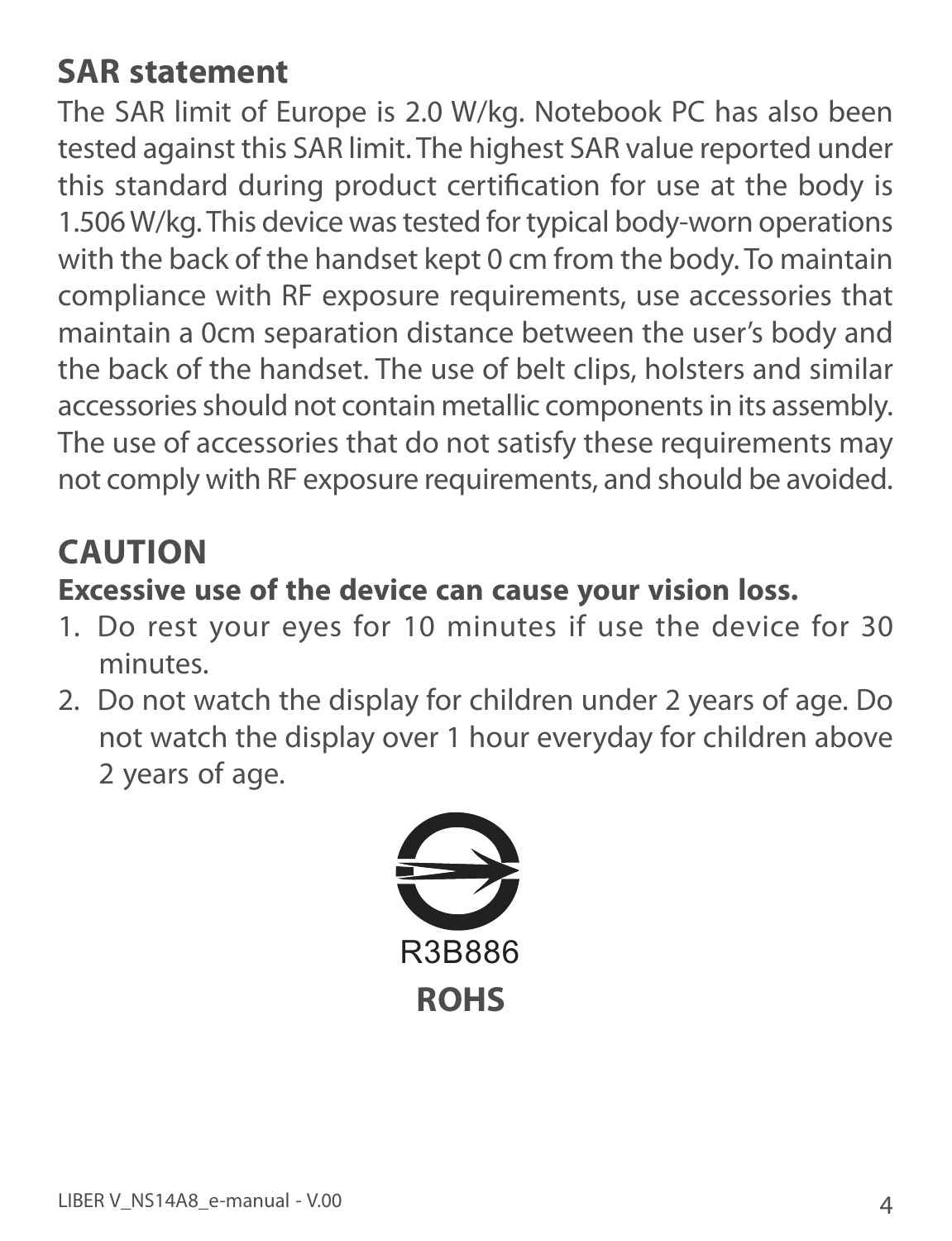## SAR statement

The SAR limit of Europe is 2.0 W/kg. Notebook PC has also been tested against this SAR limit. The highest SAR value reported under this standard during product certification for use at the body is 1.506 W/kg. This device was tested for typical body-worn operations with the back of the handset kept 0 cm from the body. To maintain compliance with RF exposure requirements, use accessories that maintain a 0cm separation distance between the user's body and the back of the handset. The use of belt clips, holsters and similar accessories should not contain metallic components in its assembly. The use of accessories that do not satisfy these requirements may not comply with RF exposure requirements, and should be avoided.

## CAUTION

**Excessive use of the device can cause your vision loss.**

1. Do rest your eyes for 10 minutes if use the device for 30 minutes.
2. Do not watch the display for children under 2 years of age. Do not watch the display over 1 hour everyday for children above 2 years of age.

R3B886

**ROHS**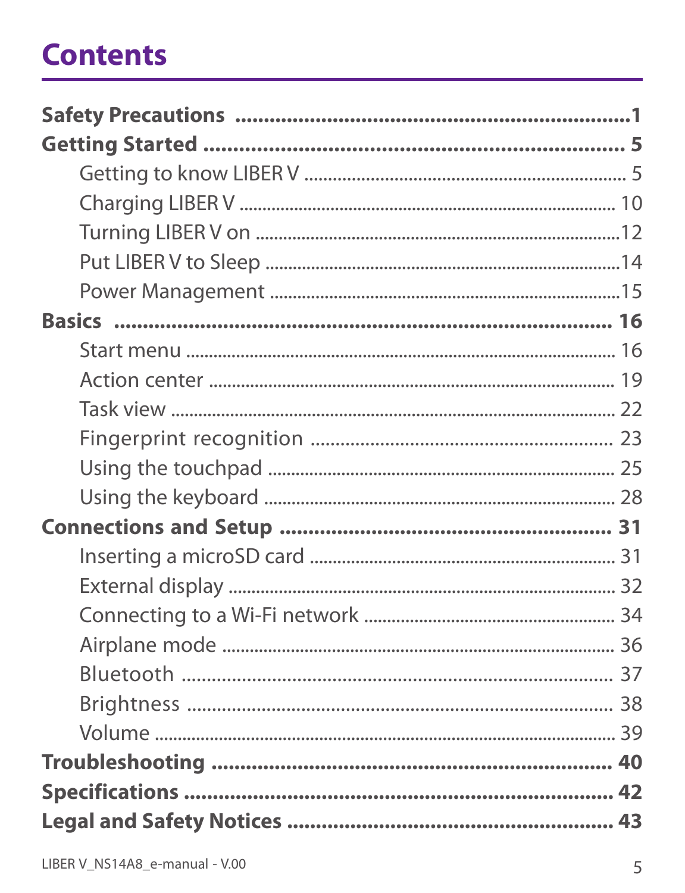# Contents

**Safety Precautions** ........................................................ **1**

**Getting Started** ........................................................ **5**

- Getting to know LIBER V ........................................................ 5
- Charging LIBER V ........................................................ 10
- Turning LIBER V on ........................................................ 12
- Put LIBER V to Sleep ........................................................ 14
- Power Management ........................................................ 15

**Basics** ........................................................ **16**

- Start menu ........................................................ 16
- Action center ........................................................ 19
- Task view ........................................................ 22
- Fingerprint recognition ........................................................ 23
- Using the touchpad ........................................................ 25
- Using the keyboard ........................................................ 28

**Connections and Setup** ........................................................ **31**

- Inserting a microSD card ........................................................ 31
- External display ........................................................ 32
- Connecting to a Wi-Fi network ........................................................ 34
- Airplane mode ........................................................ 36
- Bluetooth ........................................................ 37
- Brightness ........................................................ 38
- Volume ........................................................ 39

**Troubleshooting** ........................................................ **40**

**Specifications** ........................................................ **42**

**Legal and Safety Notices** ........................................................ **43**

LIBER V_NS14A8_e-manual - V.00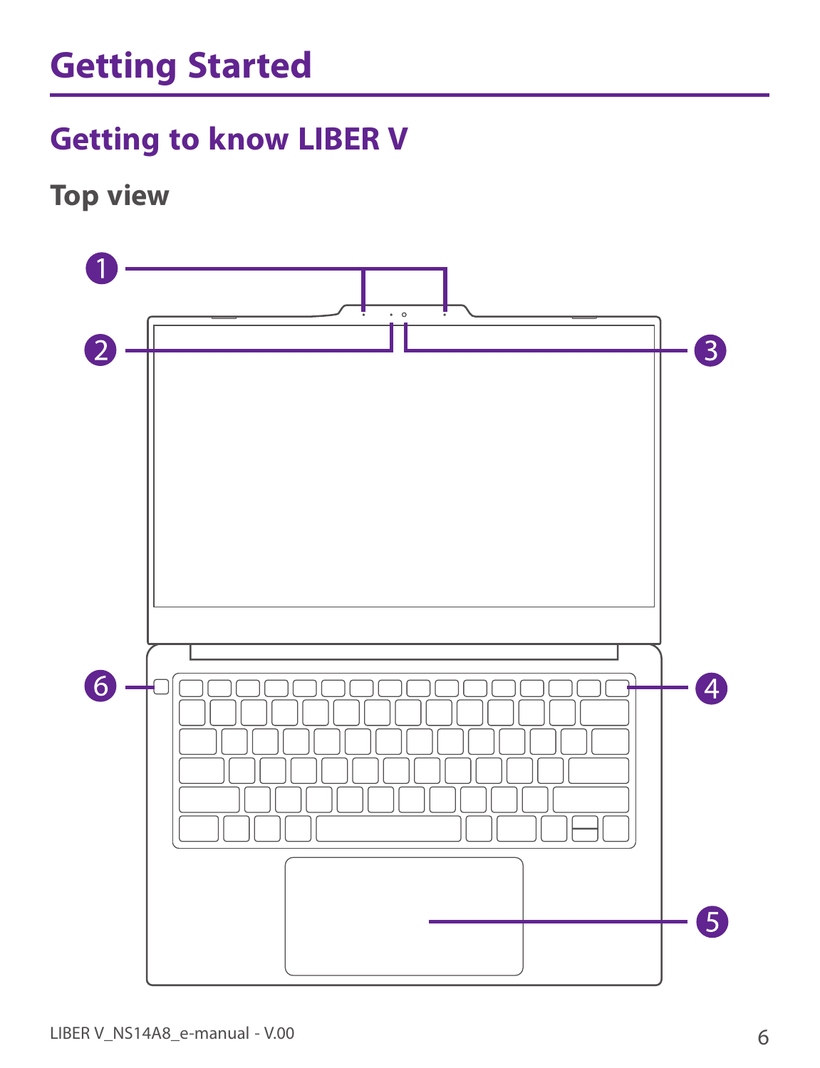# Getting Started

## Getting to know LIBER V

### Top view

1

2

3

4

5

6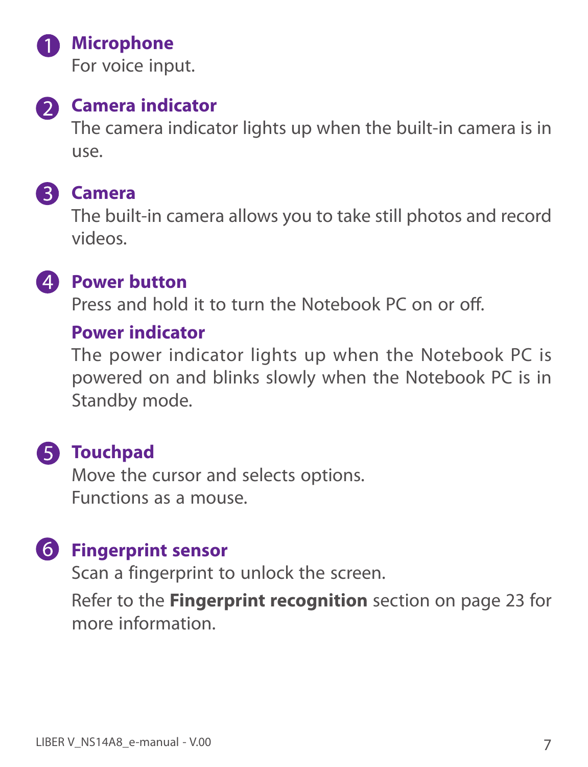1. **Microphone**

   For voice input.

2. **Camera indicator**

   The camera indicator lights up when the built-in camera is in use.

3. **Camera**

   The built-in camera allows you to take still photos and record videos.

4. **Power button**

   Press and hold it to turn the Notebook PC on or off.

   **Power indicator**

   The power indicator lights up when the Notebook PC is powered on and blinks slowly when the Notebook PC is in Standby mode.

5. **Touchpad**

   Move the cursor and selects options.
   Functions as a mouse.

6. **Fingerprint sensor**

   Scan a fingerprint to unlock the screen.

   Refer to the **Fingerprint recognition** section on page 23 for more information.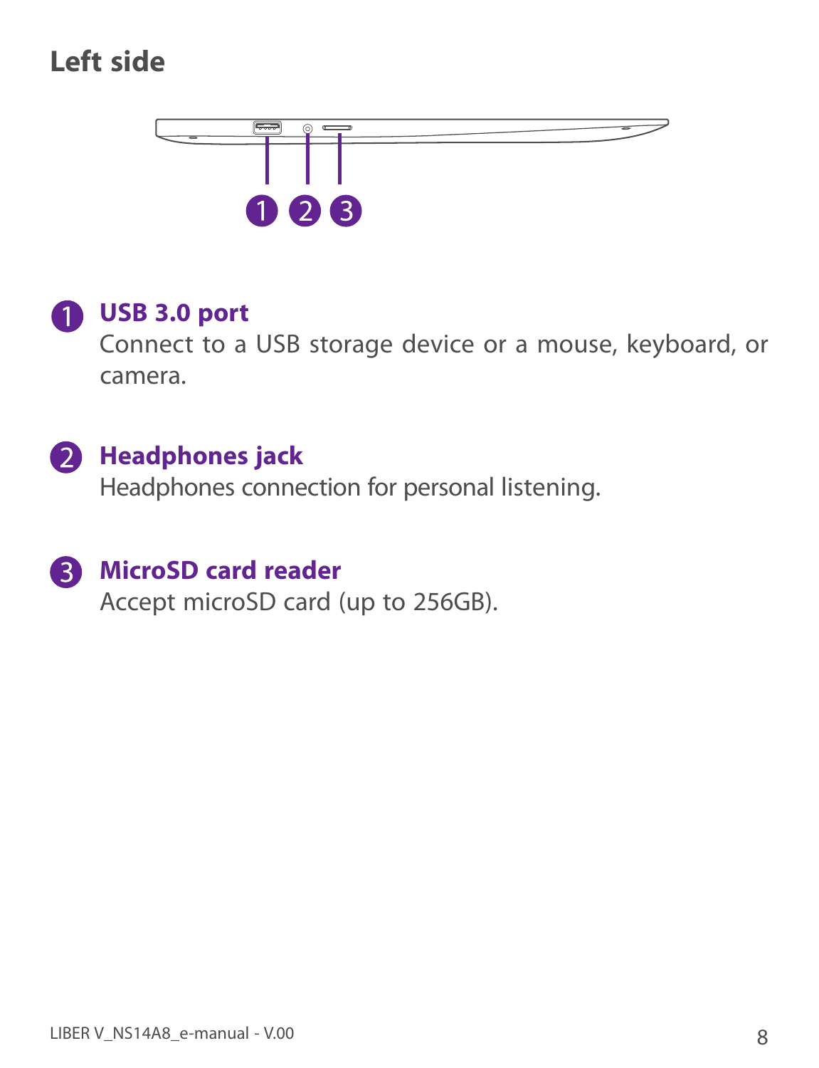## Left side

1 2 3

1. **USB 3.0 port**
   Connect to a USB storage device or a mouse, keyboard, or camera.

2. **Headphones jack**
   Headphones connection for personal listening.

3. **MicroSD card reader**
   Accept microSD card (up to 256GB).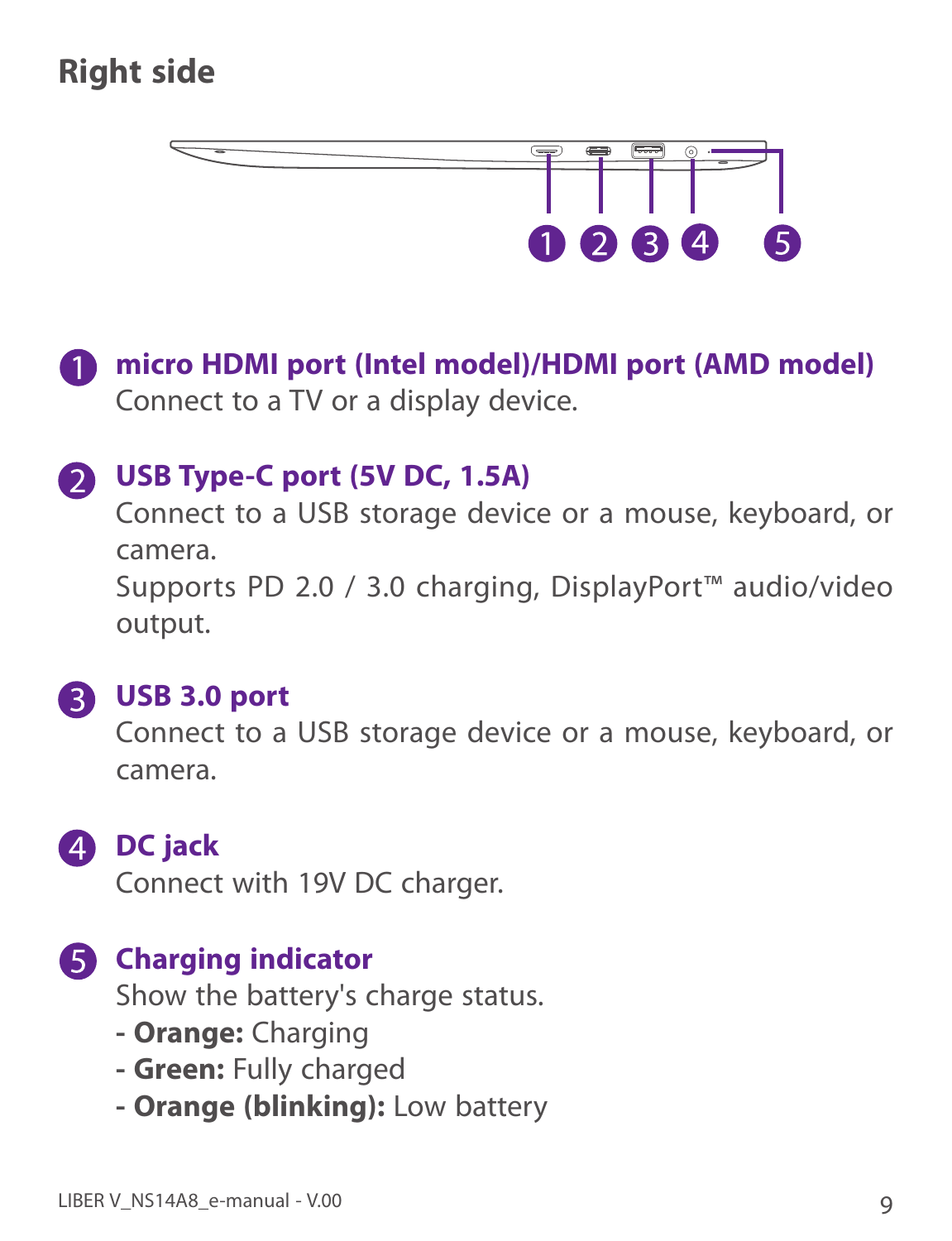## Right side

1. **micro HDMI port (Intel model)/HDMI port (AMD model)**
   Connect to a TV or a display device.

2. **USB Type-C port (5V DC, 1.5A)**
   Connect to a USB storage device or a mouse, keyboard, or camera.
   Supports PD 2.0 / 3.0 charging, DisplayPort™ audio/video output.

3. **USB 3.0 port**
   Connect to a USB storage device or a mouse, keyboard, or camera.

4. **DC jack**
   Connect with 19V DC charger.

5. **Charging indicator**
   Show the battery's charge status.
   - **Orange:** Charging
   - **Green:** Fully charged
   - **Orange (blinking):** Low battery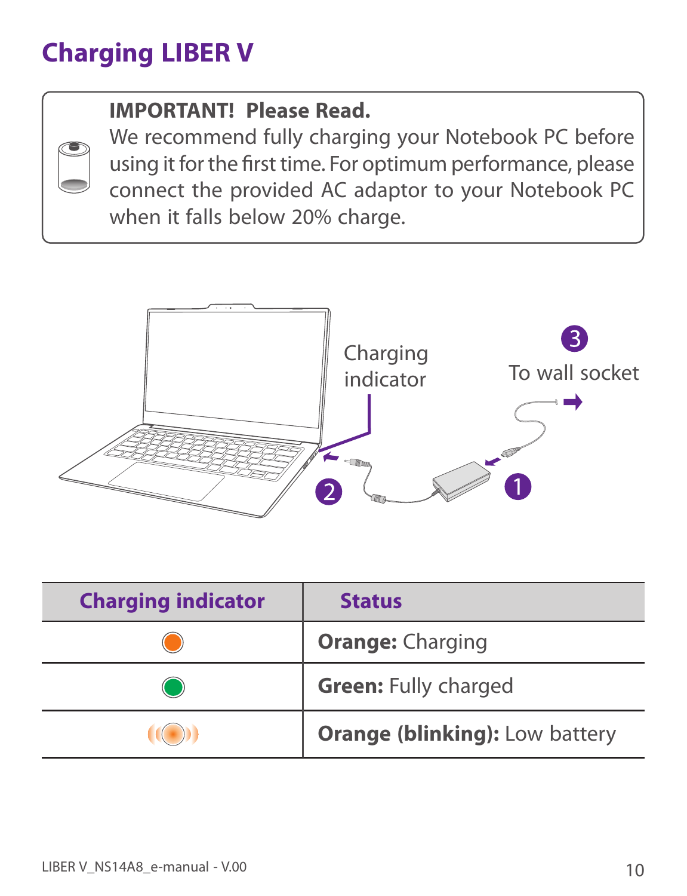# Charging LIBER V

**IMPORTANT! Please Read.**
We recommend fully charging your Notebook PC before using it for the first time. For optimum performance, please connect the provided AC adaptor to your Notebook PC when it falls below 20% charge.

Charging indicator

3 To wall socket

2

1

| Charging indicator | Status |
| --- | --- |
| (orange) | **Orange:** Charging |
| (green) | **Green:** Fully charged |
| (orange blinking) | **Orange (blinking):** Low battery |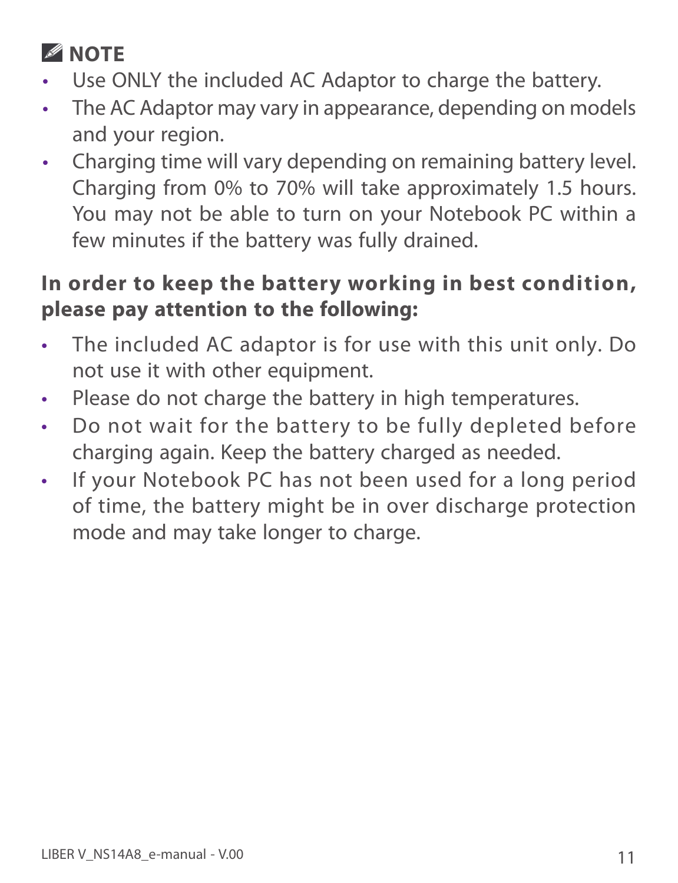**NOTE**

- Use ONLY the included AC Adaptor to charge the battery.
- The AC Adaptor may vary in appearance, depending on models and your region.
- Charging time will vary depending on remaining battery level. Charging from 0% to 70% will take approximately 1.5 hours. You may not be able to turn on your Notebook PC within a few minutes if the battery was fully drained.

**In order to keep the battery working in best condition, please pay attention to the following:**

- The included AC adaptor is for use with this unit only. Do not use it with other equipment.
- Please do not charge the battery in high temperatures.
- Do not wait for the battery to be fully depleted before charging again. Keep the battery charged as needed.
- If your Notebook PC has not been used for a long period of time, the battery might be in over discharge protection mode and may take longer to charge.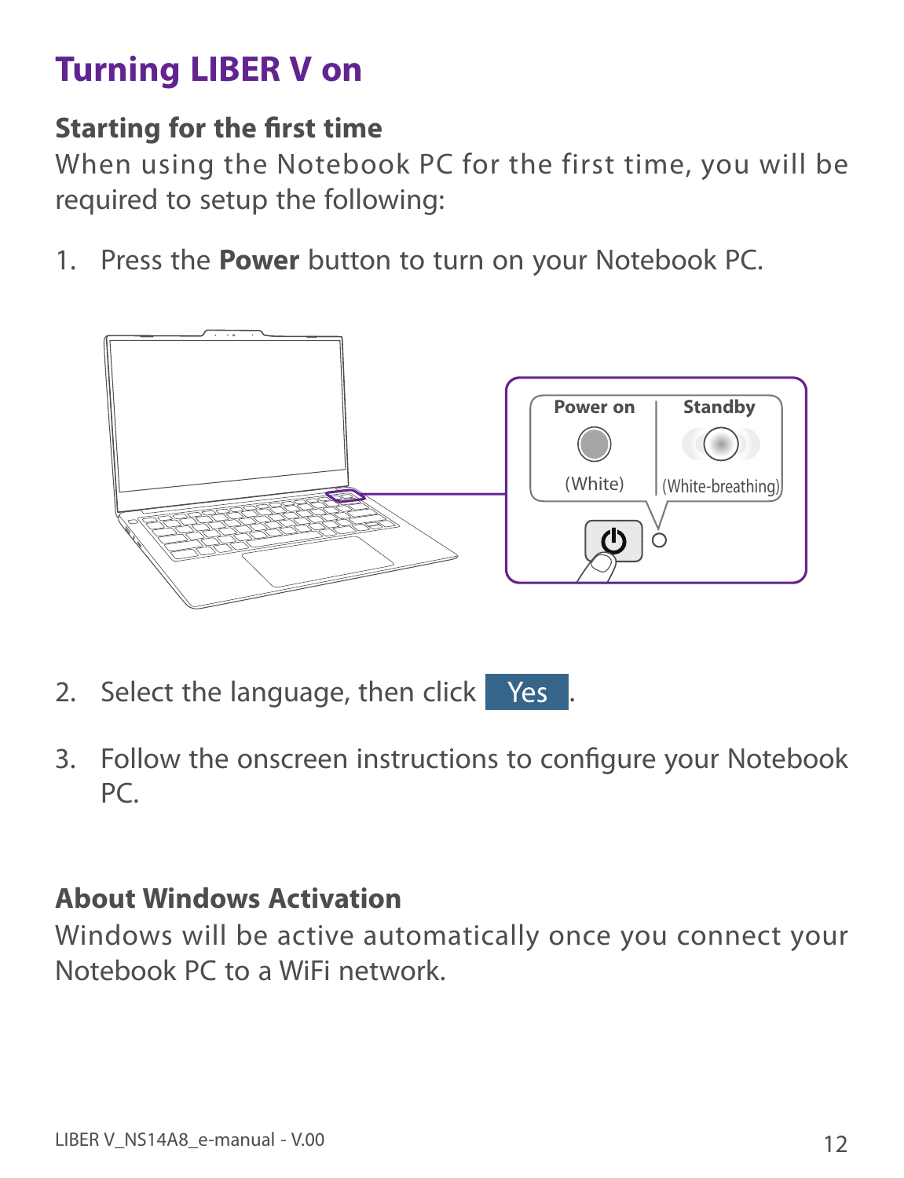# Turning LIBER V on

### Starting for the first time

When using the Notebook PC for the first time, you will be required to setup the following:

1. Press the **Power** button to turn on your Notebook PC.

2. Select the language, then click Yes.

3. Follow the onscreen instructions to configure your Notebook PC.

### About Windows Activation

Windows will be active automatically once you connect your Notebook PC to a WiFi network.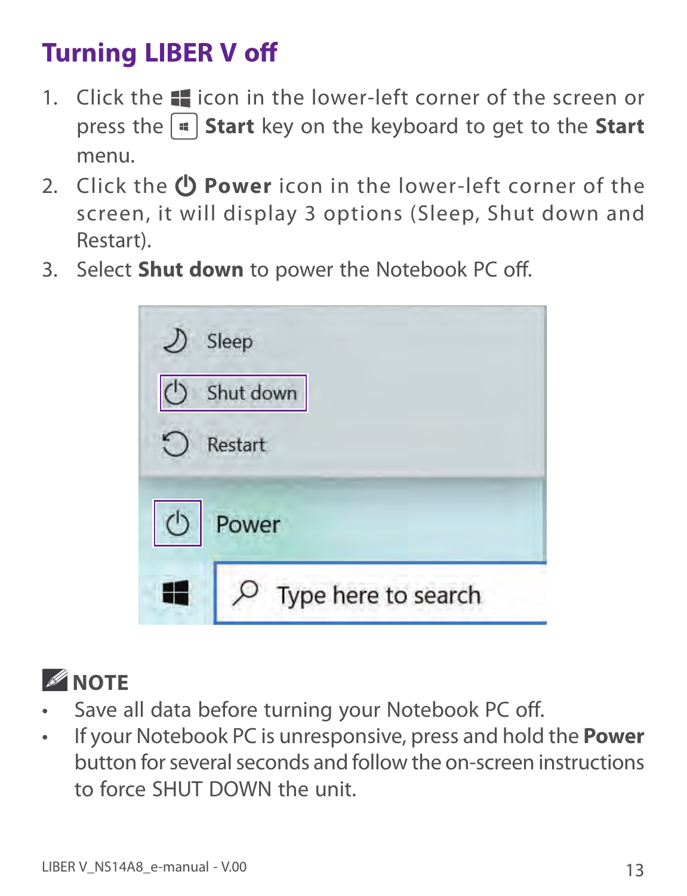# Turning LIBER V off

1. Click the ⊞ icon in the lower-left corner of the screen or press the ⊞ **Start** key on the keyboard to get to the **Start** menu.
2. Click the ⏻ **Power** icon in the lower-left corner of the screen, it will display 3 options (Sleep, Shut down and Restart).
3. Select **Shut down** to power the Notebook PC off.

**NOTE**

- Save all data before turning your Notebook PC off.
- If your Notebook PC is unresponsive, press and hold the **Power** button for several seconds and follow the on-screen instructions to force SHUT DOWN the unit.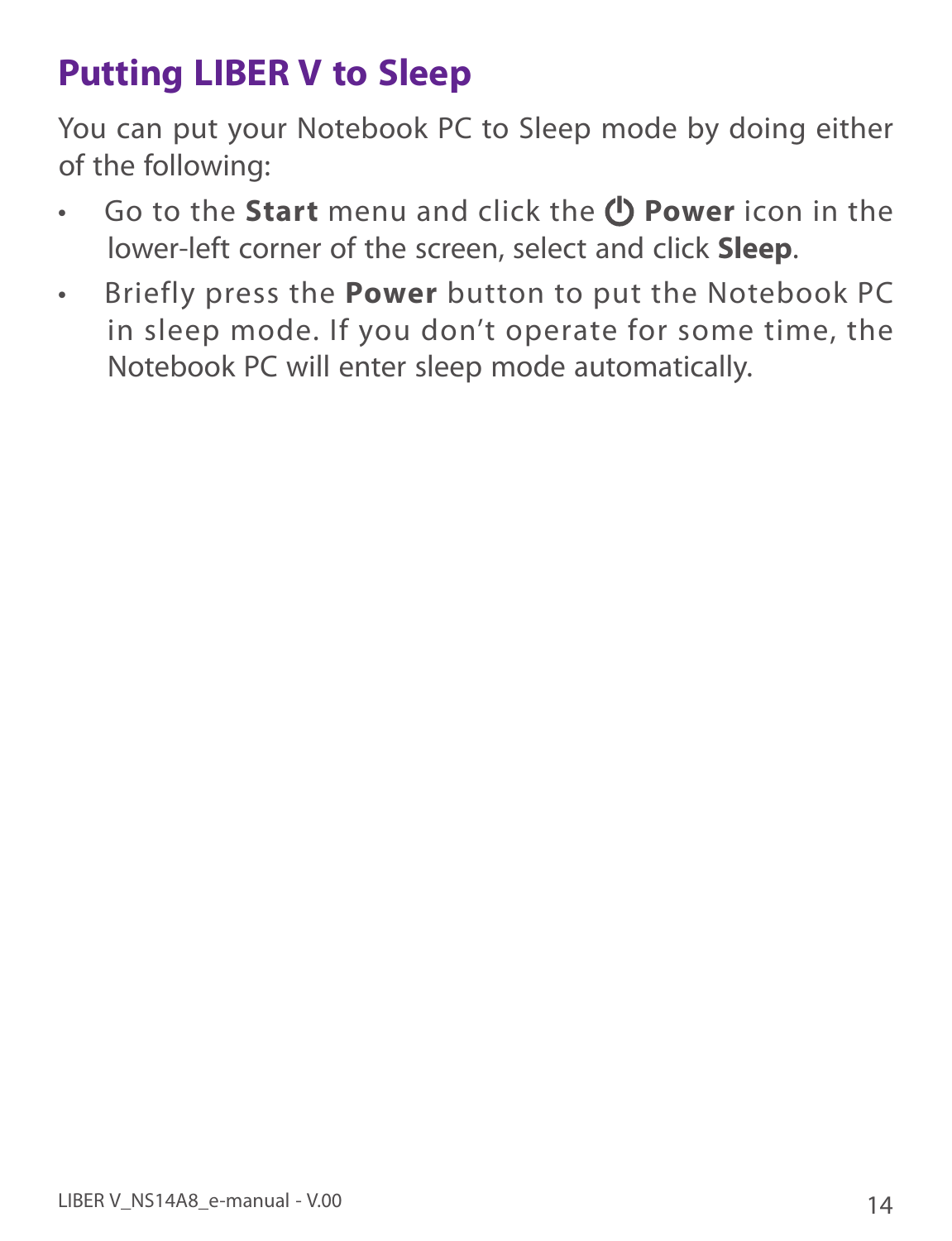# Putting LIBER V to Sleep

You can put your Notebook PC to Sleep mode by doing either of the following:

- Go to the **Start** menu and click the ⏻ **Power** icon in the lower-left corner of the screen, select and click **Sleep**.
- Briefly press the **Power** button to put the Notebook PC in sleep mode. If you don't operate for some time, the Notebook PC will enter sleep mode automatically.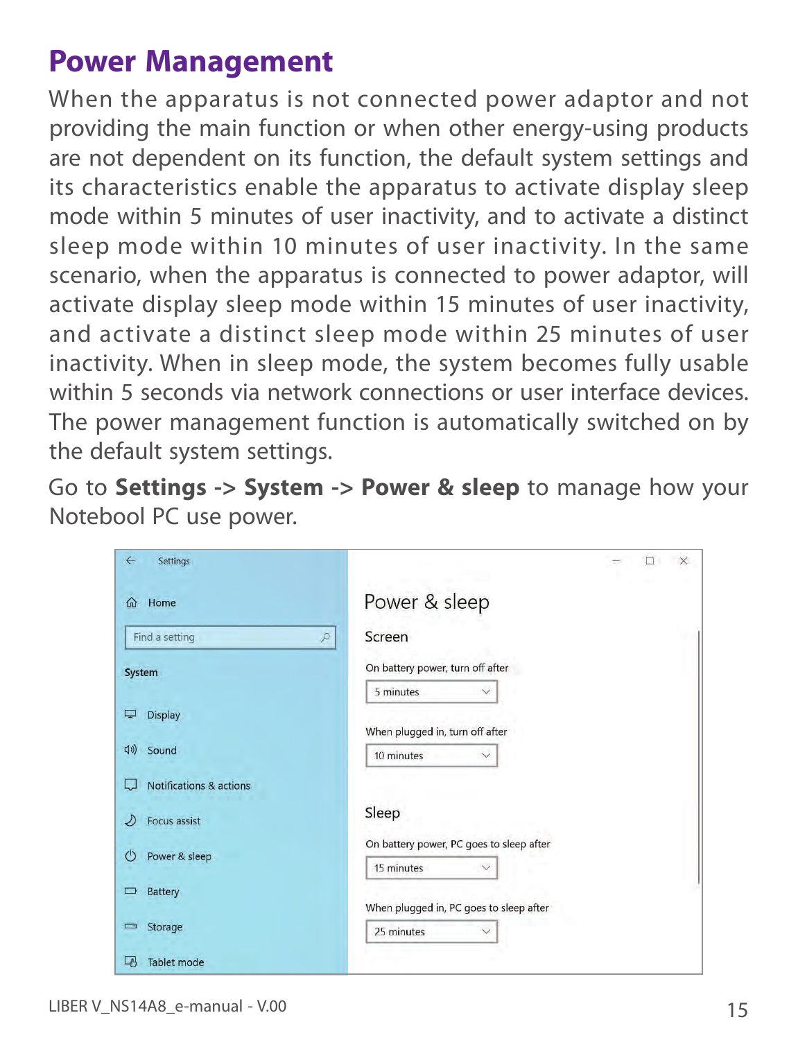# Power Management

When the apparatus is not connected power adaptor and not providing the main function or when other energy-using products are not dependent on its function, the default system settings and its characteristics enable the apparatus to activate display sleep mode within 5 minutes of user inactivity, and to activate a distinct sleep mode within 10 minutes of user inactivity. In the same scenario, when the apparatus is connected to power adaptor, will activate display sleep mode within 15 minutes of user inactivity, and activate a distinct sleep mode within 25 minutes of user inactivity. When in sleep mode, the system becomes fully usable within 5 seconds via network connections or user interface devices. The power management function is automatically switched on by the default system settings.

Go to **Settings -> System -> Power & sleep** to manage how your Notebool PC use power.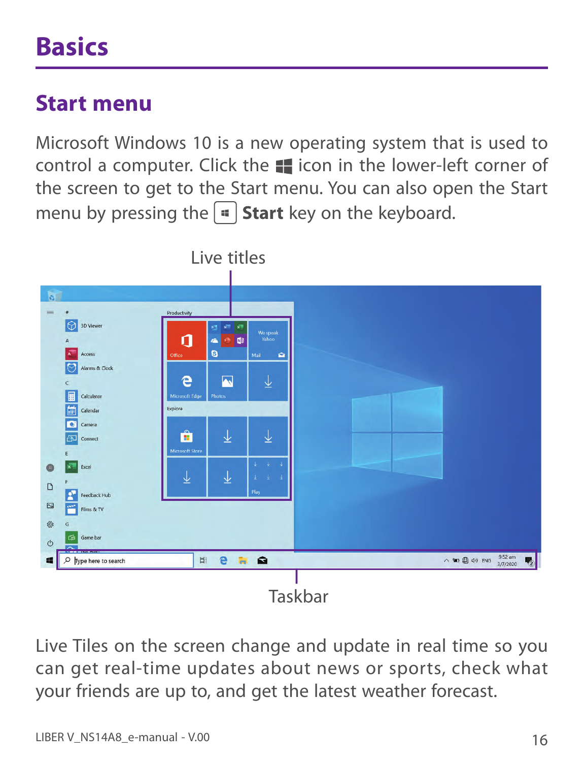# Basics

## Start menu

Microsoft Windows 10 is a new operating system that is used to control a computer. Click the icon in the lower-left corner of the screen to get to the Start menu. You can also open the Start menu by pressing the **Start** key on the keyboard.

Live titles

Taskbar

Live Tiles on the screen change and update in real time so you can get real-time updates about news or sports, check what your friends are up to, and get the latest weather forecast.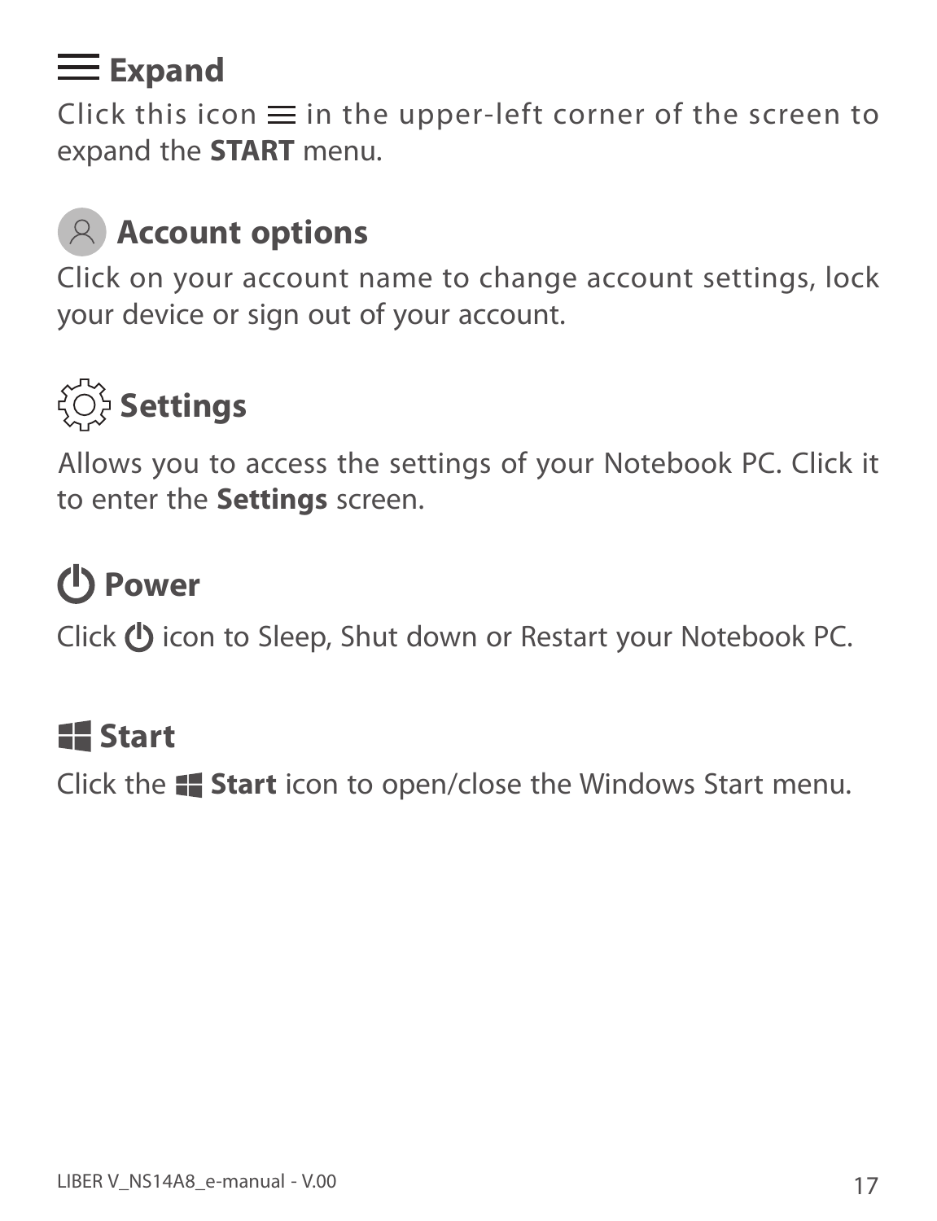### Expand

Click this icon in the upper-left corner of the screen to expand the **START** menu.

### Account options

Click on your account name to change account settings, lock your device or sign out of your account.

### Settings

Allows you to access the settings of your Notebook PC. Click it to enter the **Settings** screen.

### Power

Click icon to Sleep, Shut down or Restart your Notebook PC.

### Start

Click the **Start** icon to open/close the Windows Start menu.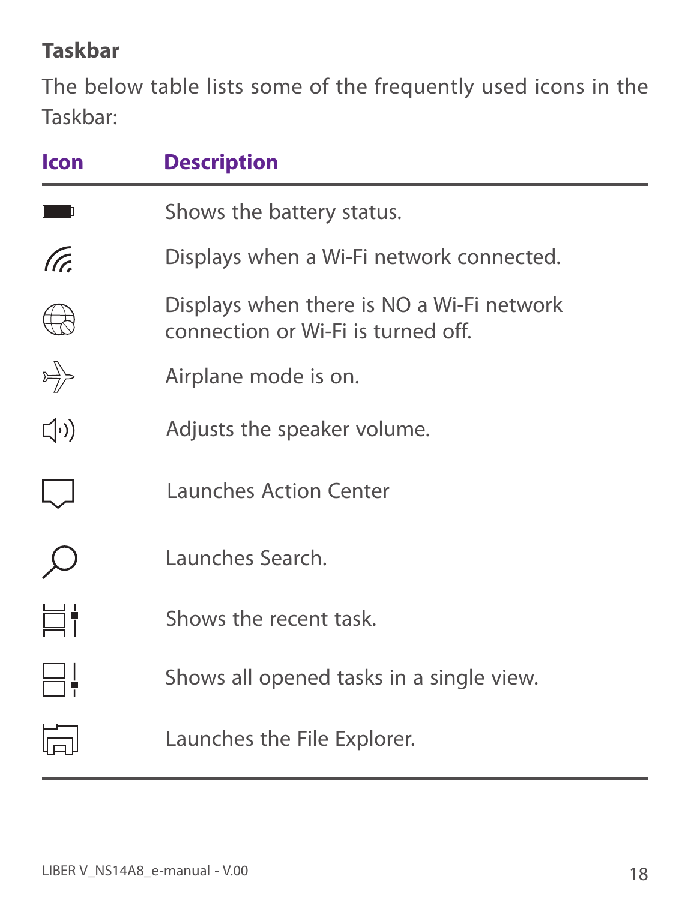### Taskbar

The below table lists some of the frequently used icons in the Taskbar:

| Icon | Description |
|---|---|
| | Shows the battery status. |
| | Displays when a Wi-Fi network connected. |
| | Displays when there is NO a Wi-Fi network connection or Wi-Fi is turned off. |
| | Airplane mode is on. |
| | Adjusts the speaker volume. |
| | Launches Action Center |
| | Launches Search. |
| | Shows the recent task. |
| | Shows all opened tasks in a single view. |
| | Launches the File Explorer. |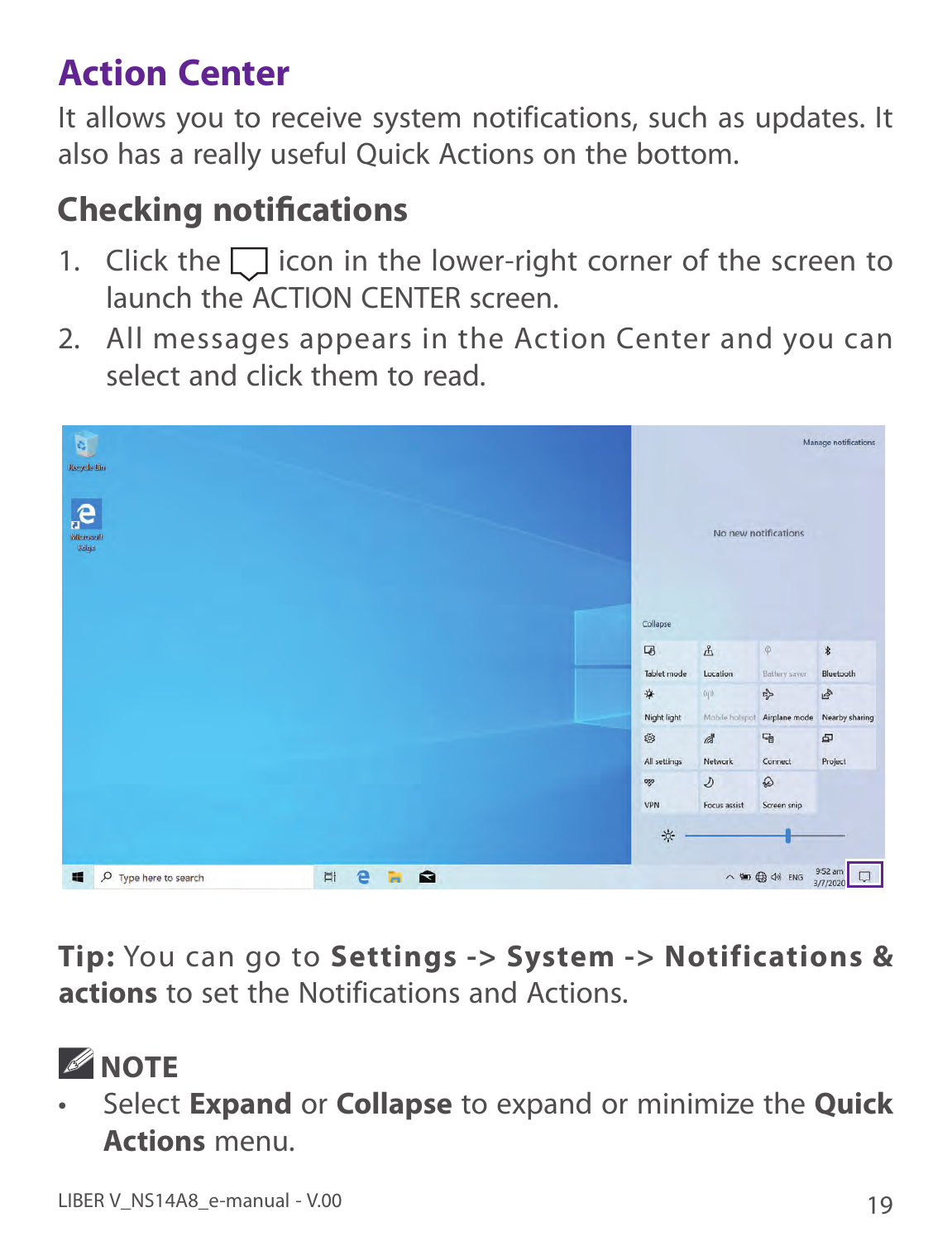# Action Center

It allows you to receive system notifications, such as updates. It also has a really useful Quick Actions on the bottom.

## Checking notifications

1. Click the ☐ icon in the lower-right corner of the screen to launch the ACTION CENTER screen.
2. All messages appears in the Action Center and you can select and click them to read.

**Tip:** You can go to **Settings -> System -> Notifications & actions** to set the Notifications and Actions.

## NOTE

- Select **Expand** or **Collapse** to expand or minimize the **Quick Actions** menu.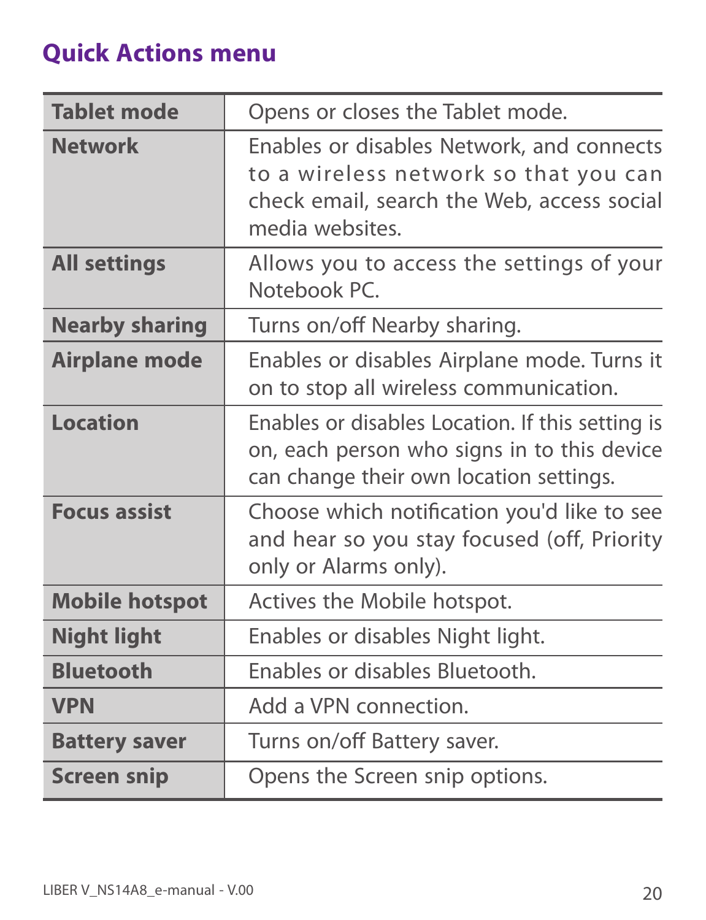## Quick Actions menu

| | |
|---|---|
| **Tablet mode** | Opens or closes the Tablet mode. |
| **Network** | Enables or disables Network, and connects to a wireless network so that you can check email, search the Web, access social media websites. |
| **All settings** | Allows you to access the settings of your Notebook PC. |
| **Nearby sharing** | Turns on/off Nearby sharing. |
| **Airplane mode** | Enables or disables Airplane mode. Turns it on to stop all wireless communication. |
| **Location** | Enables or disables Location. If this setting is on, each person who signs in to this device can change their own location settings. |
| **Focus assist** | Choose which notification you'd like to see and hear so you stay focused (off, Priority only or Alarms only). |
| **Mobile hotspot** | Actives the Mobile hotspot. |
| **Night light** | Enables or disables Night light. |
| **Bluetooth** | Enables or disables Bluetooth. |
| **VPN** | Add a VPN connection. |
| **Battery saver** | Turns on/off Battery saver. |
| **Screen snip** | Opens the Screen snip options. |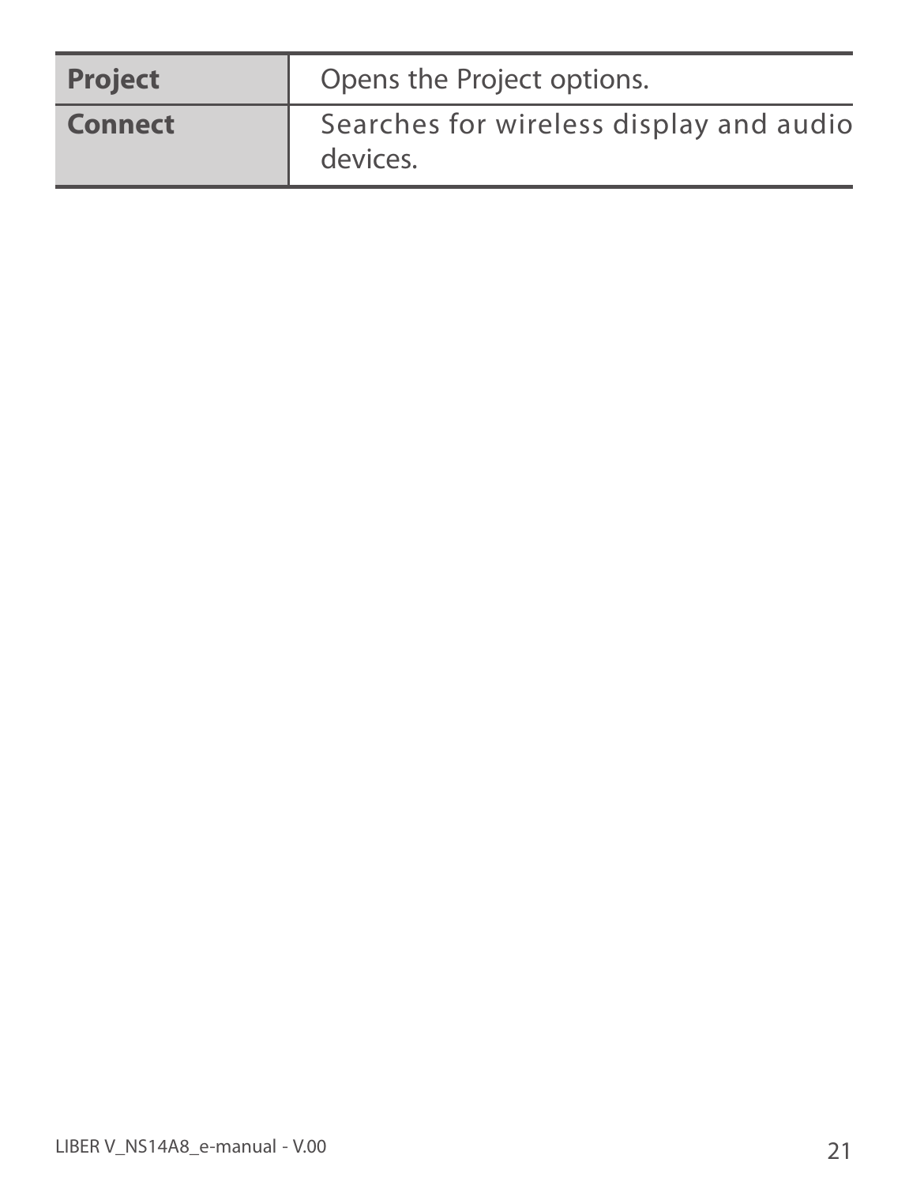| **Project** | Opens the Project options. |
| --- | --- |
| **Connect** | Searches for wireless display and audio devices. |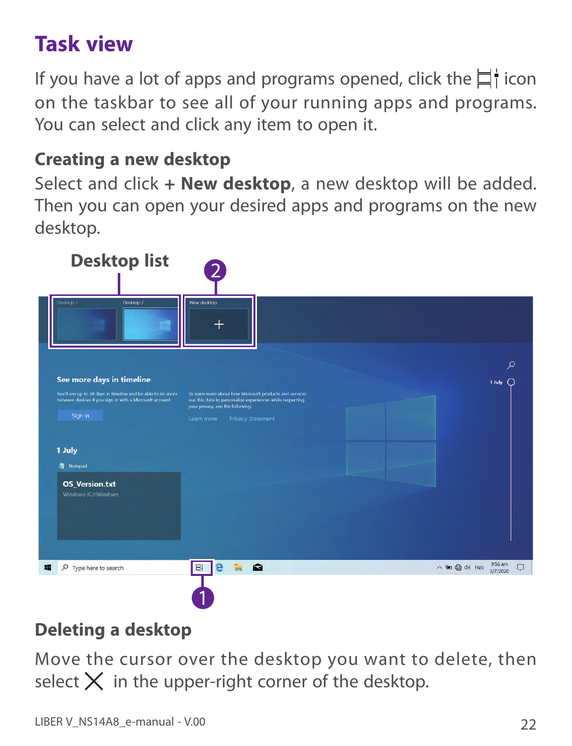# Task view

If you have a lot of apps and programs opened, click the icon on the taskbar to see all of your running apps and programs. You can select and click any item to open it.

## Creating a new desktop

Select and click **+ New desktop**, a new desktop will be added. Then you can open your desired apps and programs on the new desktop.

## Deleting a desktop

Move the cursor over the desktop you want to delete, then select ✕ in the upper-right corner of the desktop.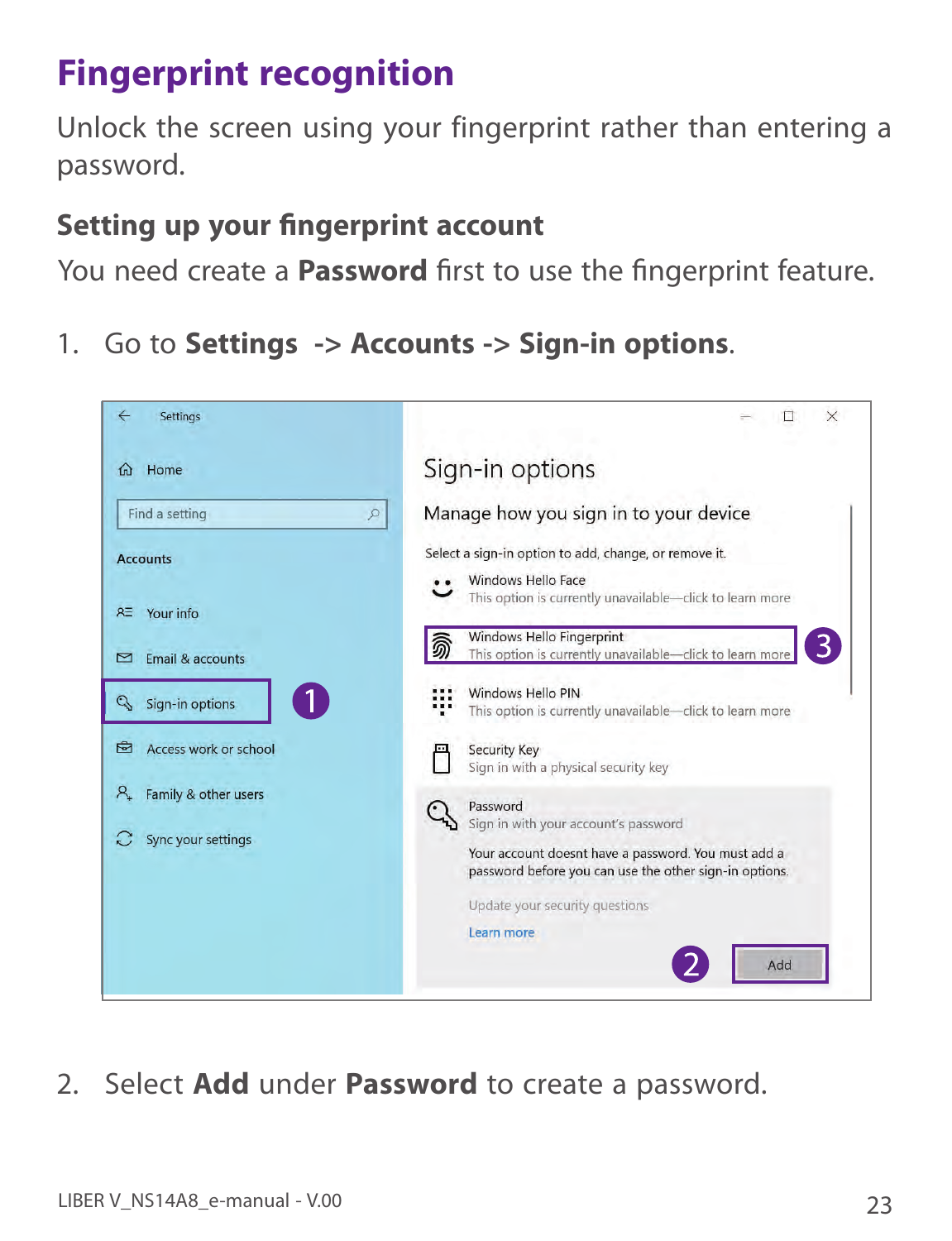# Fingerprint recognition

Unlock the screen using your fingerprint rather than entering a password.

## Setting up your fingerprint account

You need create a **Password** first to use the fingerprint feature.

1. Go to **Settings -> Accounts -> Sign-in options**.

2. Select **Add** under **Password** to create a password.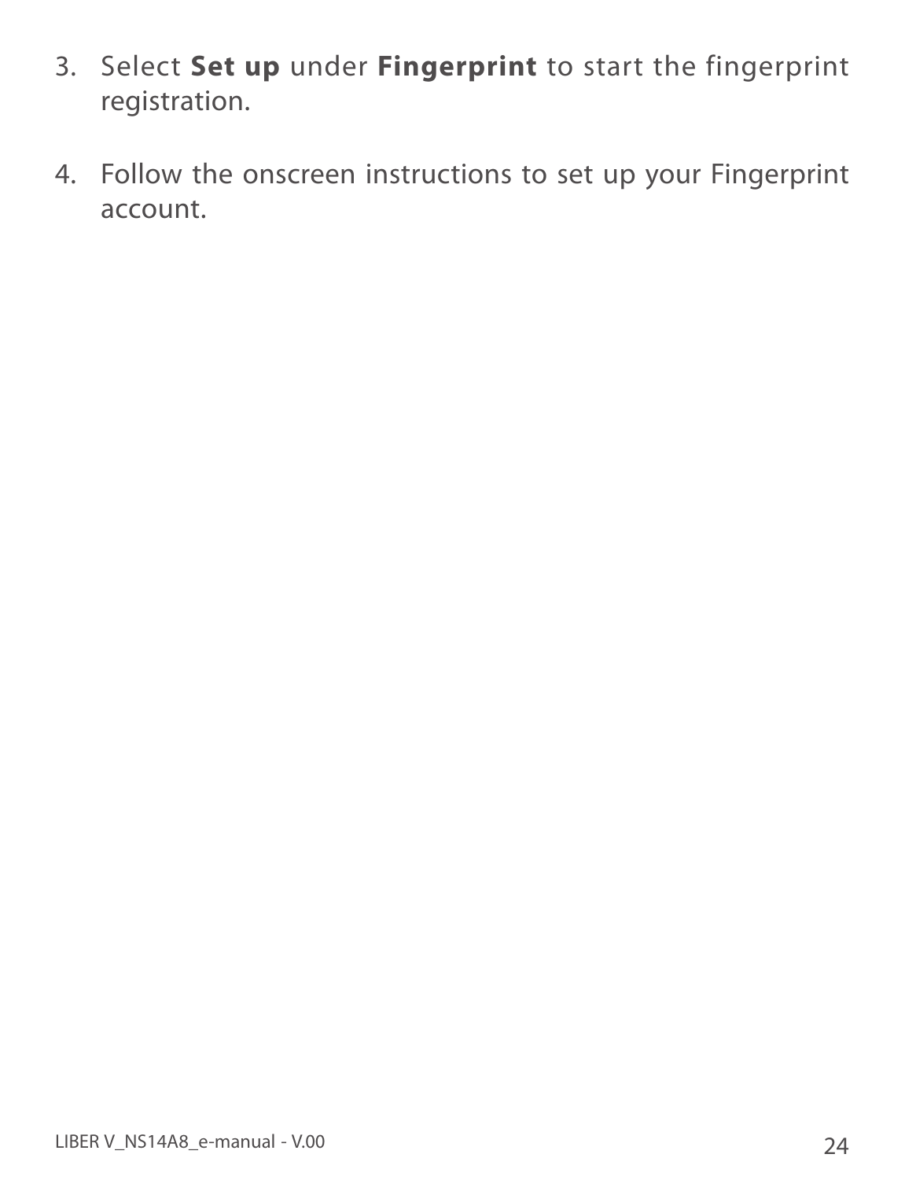3. Select **Set up** under **Fingerprint** to start the fingerprint registration.

4. Follow the onscreen instructions to set up your Fingerprint account.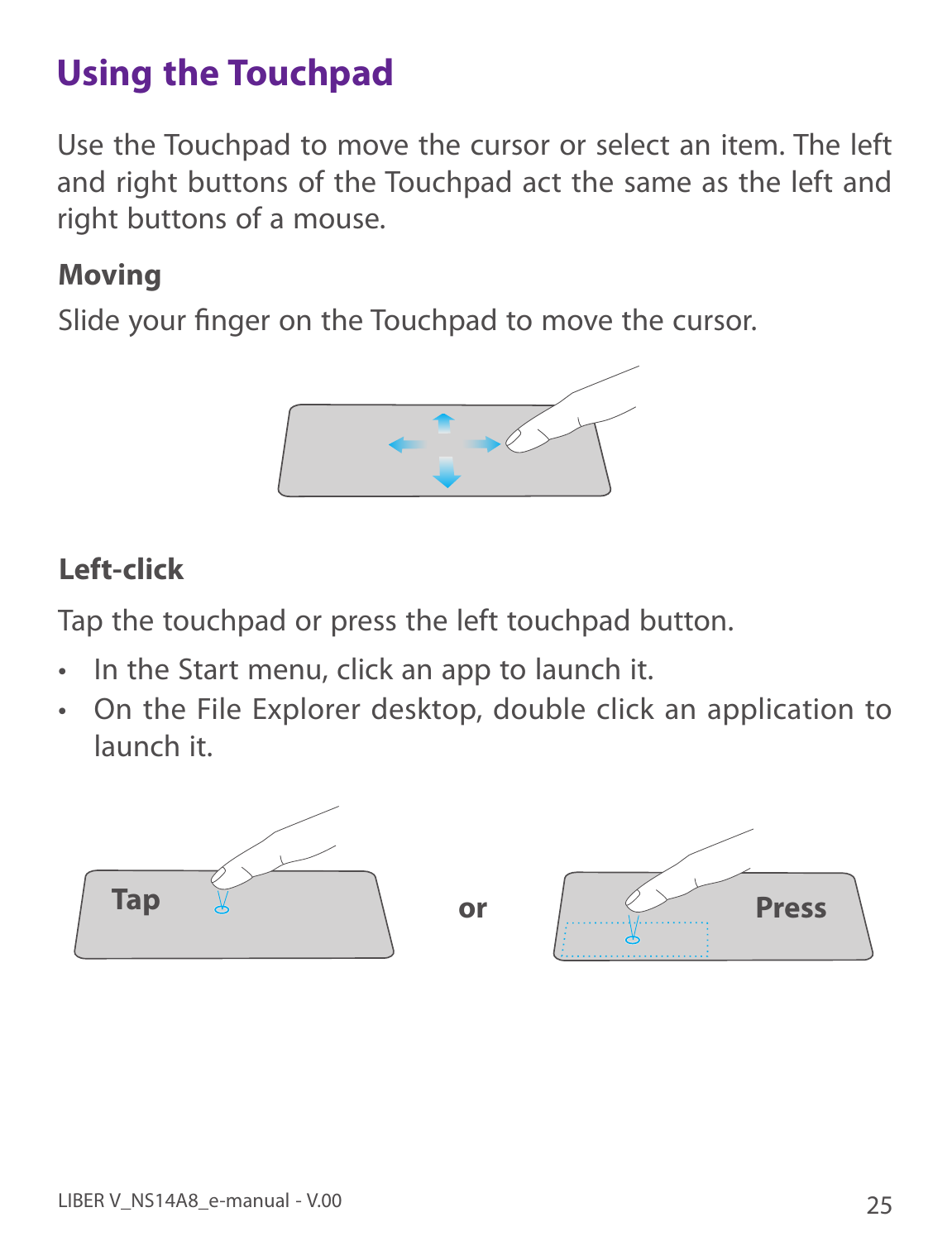# Using the Touchpad

Use the Touchpad to move the cursor or select an item. The left and right buttons of the Touchpad act the same as the left and right buttons of a mouse.

### Moving

Slide your finger on the Touchpad to move the cursor.

### Left-click

Tap the touchpad or press the left touchpad button.

- In the Start menu, click an app to launch it.
- On the File Explorer desktop, double click an application to launch it.

Tap or Press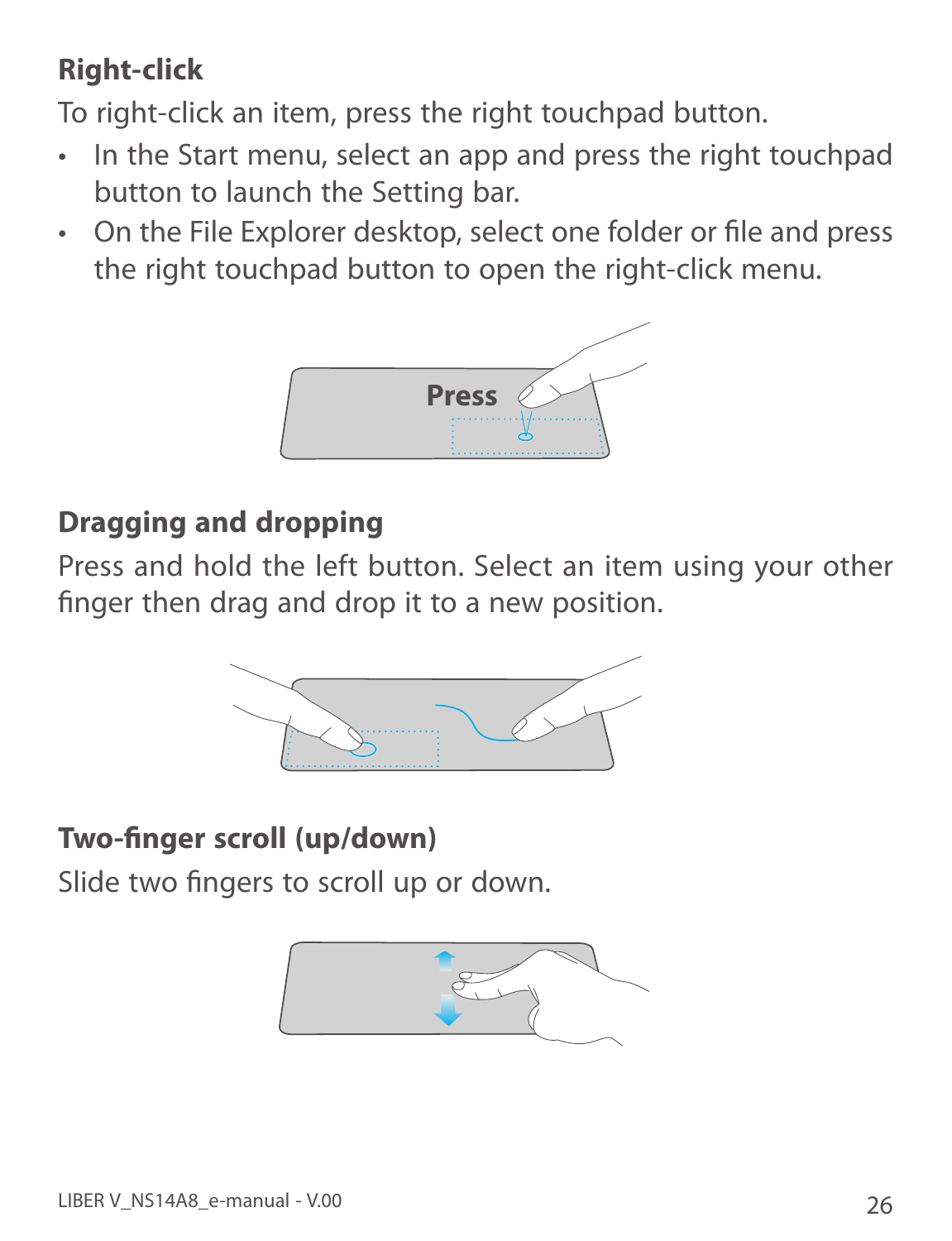### Right-click

To right-click an item, press the right touchpad button.

- In the Start menu, select an app and press the right touchpad button to launch the Setting bar.
- On the File Explorer desktop, select one folder or file and press the right touchpad button to open the right-click menu.

### Dragging and dropping

Press and hold the left button. Select an item using your other finger then drag and drop it to a new position.

### Two-finger scroll (up/down)

Slide two fingers to scroll up or down.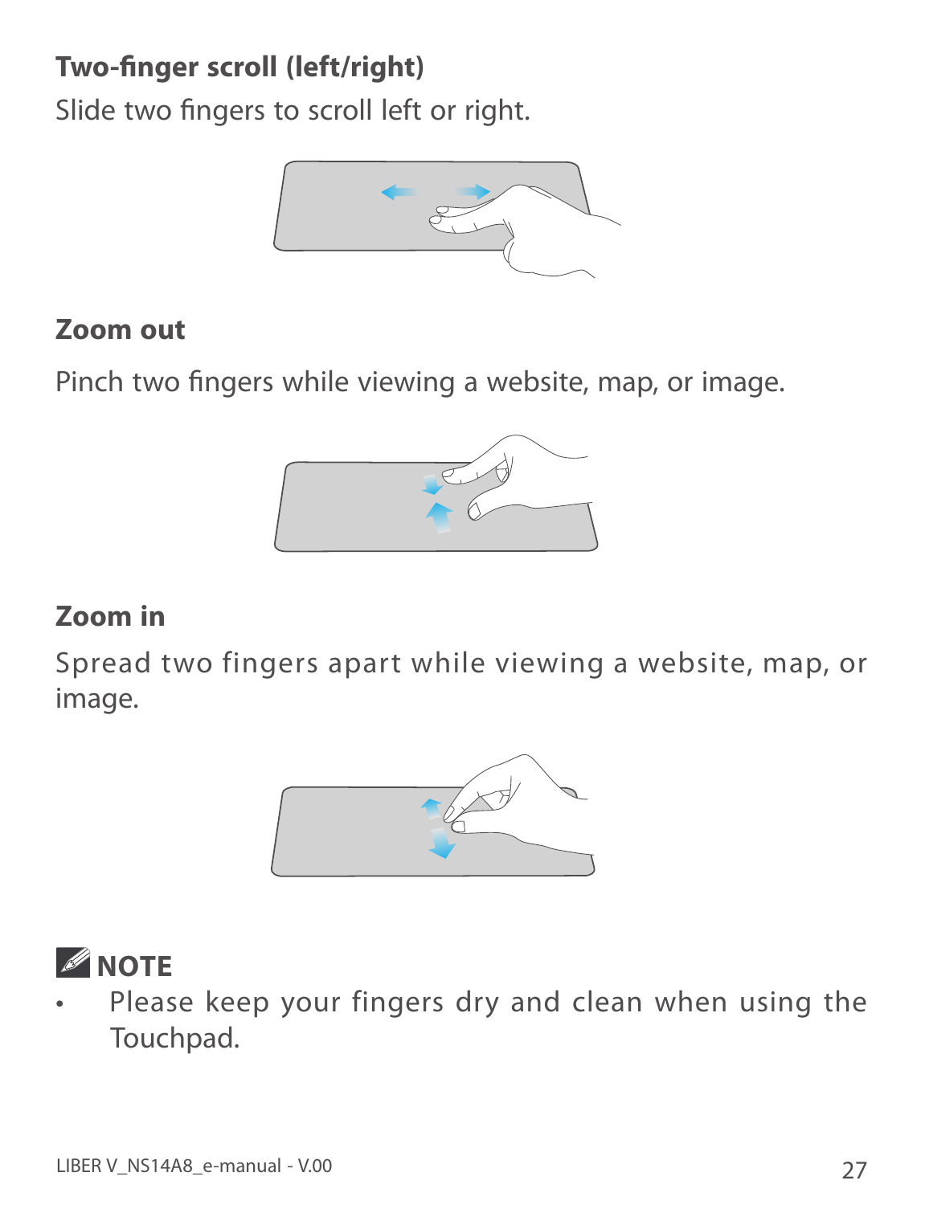### Two-finger scroll (left/right)

Slide two fingers to scroll left or right.

### Zoom out

Pinch two fingers while viewing a website, map, or image.

### Zoom in

Spread two fingers apart while viewing a website, map, or image.

### NOTE

- Please keep your fingers dry and clean when using the Touchpad.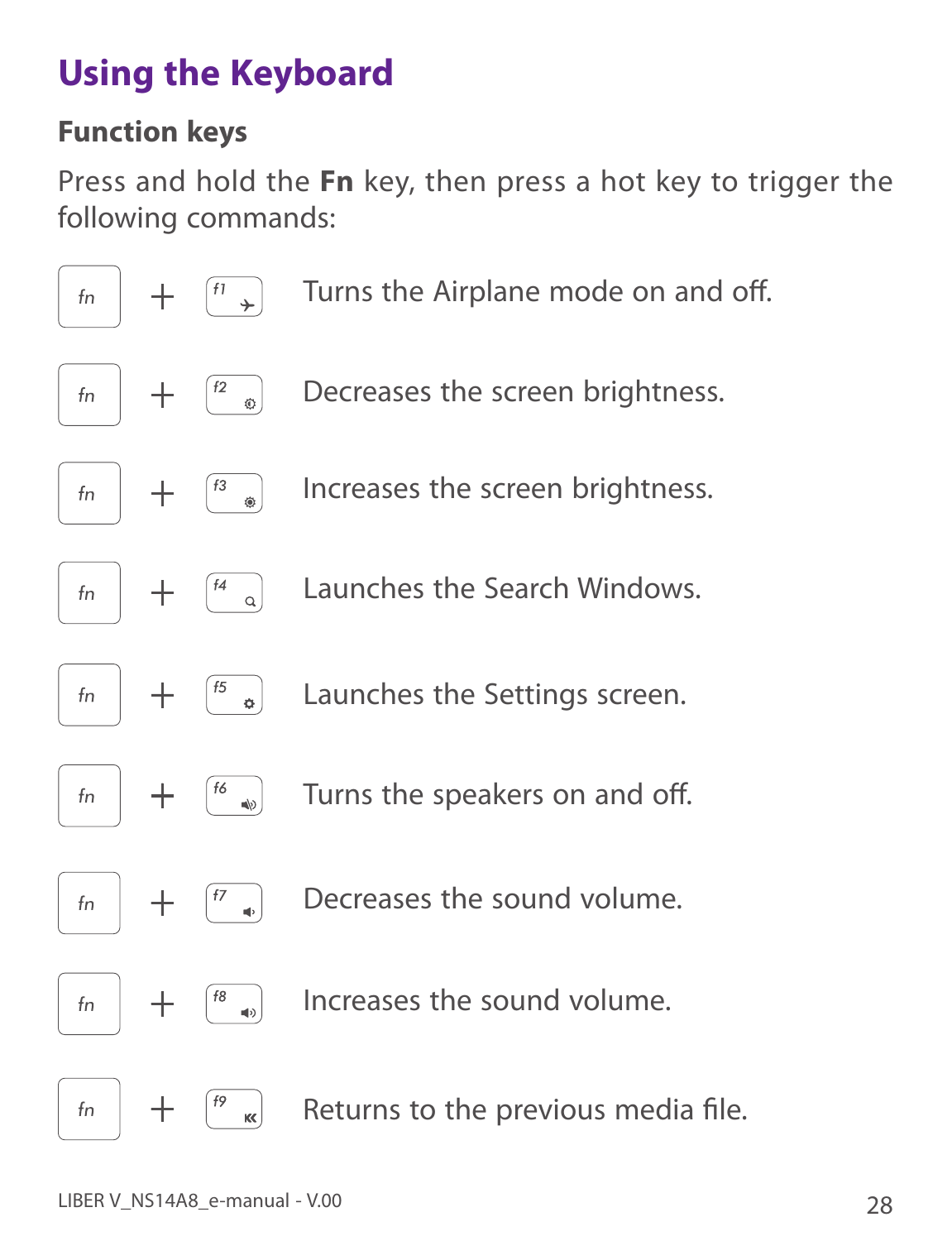# Using the Keyboard

## Function keys

Press and hold the **Fn** key, then press a hot key to trigger the following commands:

| Key combination | Command |
| --- | --- |
| fn + f1 | Turns the Airplane mode on and off. |
| fn + f2 | Decreases the screen brightness. |
| fn + f3 | Increases the screen brightness. |
| fn + f4 | Launches the Search Windows. |
| fn + f5 | Launches the Settings screen. |
| fn + f6 | Turns the speakers on and off. |
| fn + f7 | Decreases the sound volume. |
| fn + f8 | Increases the sound volume. |
| fn + f9 | Returns to the previous media file. |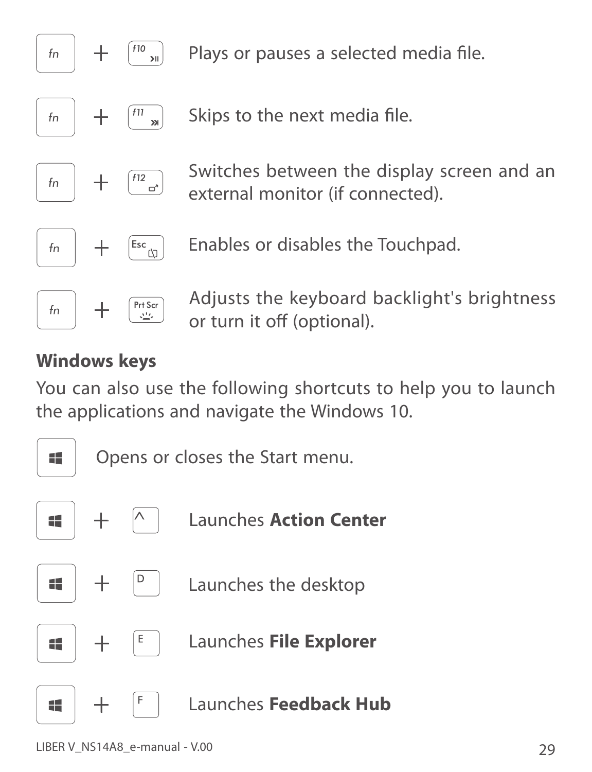| Keys | Function |
| --- | --- |
| fn + f10 | Plays or pauses a selected media file. |
| fn + f11 | Skips to the next media file. |
| fn + f12 | Switches between the display screen and an external monitor (if connected). |
| fn + Esc | Enables or disables the Touchpad. |
| fn + Prt Scr | Adjusts the keyboard backlight's brightness or turn it off (optional). |

**Windows keys**

You can also use the following shortcuts to help you to launch the applications and navigate the Windows 10.

| Keys | Function |
| --- | --- |
| Windows | Opens or closes the Start menu. |
| Windows + ^ | Launches **Action Center** |
| Windows + D | Launches the desktop |
| Windows + E | Launches **File Explorer** |
| Windows + F | Launches **Feedback Hub** |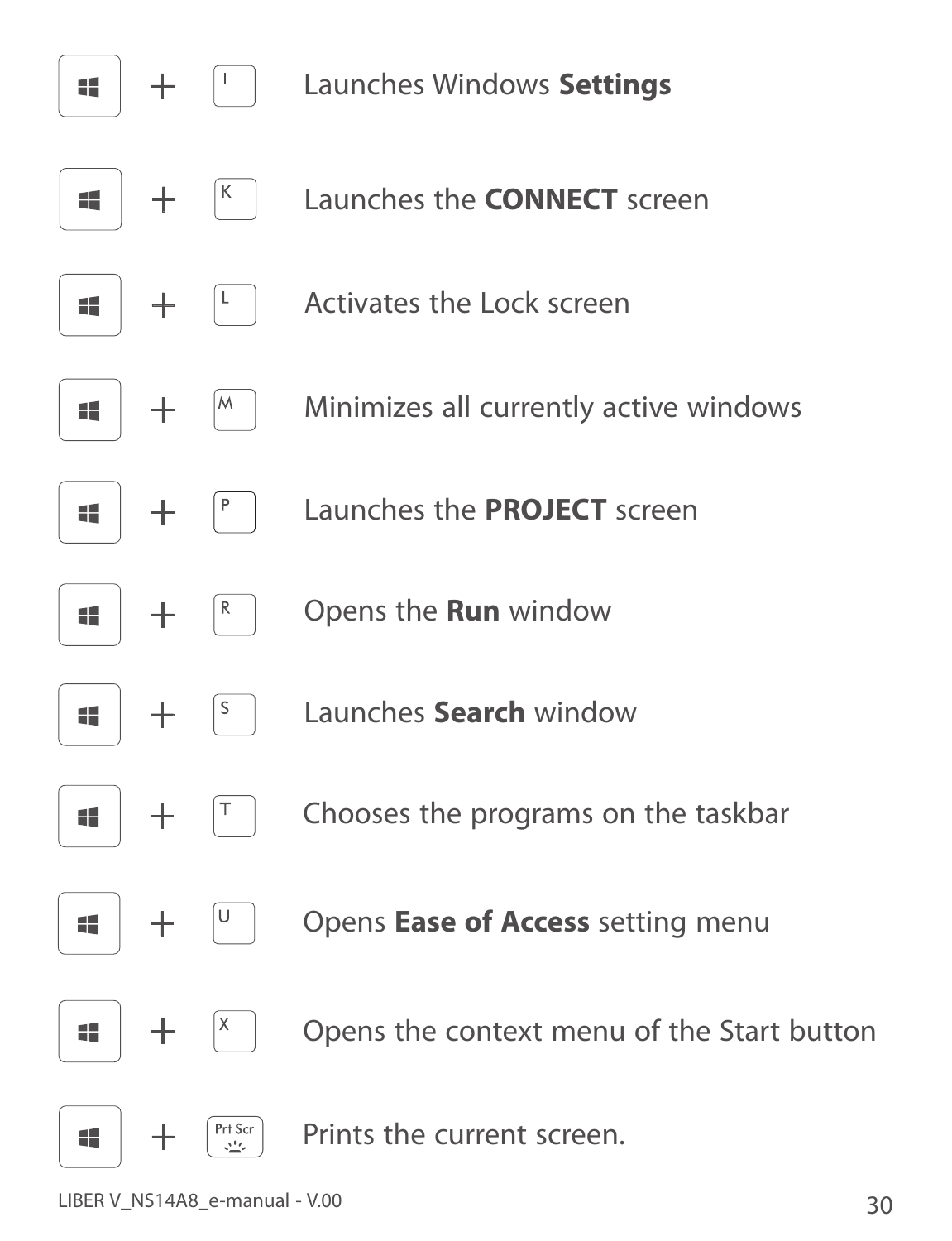| Shortcut | Function |
| --- | --- |
| Windows + I | Launches Windows **Settings** |
| Windows + K | Launches the **CONNECT** screen |
| Windows + L | Activates the Lock screen |
| Windows + M | Minimizes all currently active windows |
| Windows + P | Launches the **PROJECT** screen |
| Windows + R | Opens the **Run** window |
| Windows + S | Launches **Search** window |
| Windows + T | Chooses the programs on the taskbar |
| Windows + U | Opens **Ease of Access** setting menu |
| Windows + X | Opens the context menu of the Start button |
| Windows + Prt Scr | Prints the current screen. |

LIBER V_NS14A8_e-manual - V.00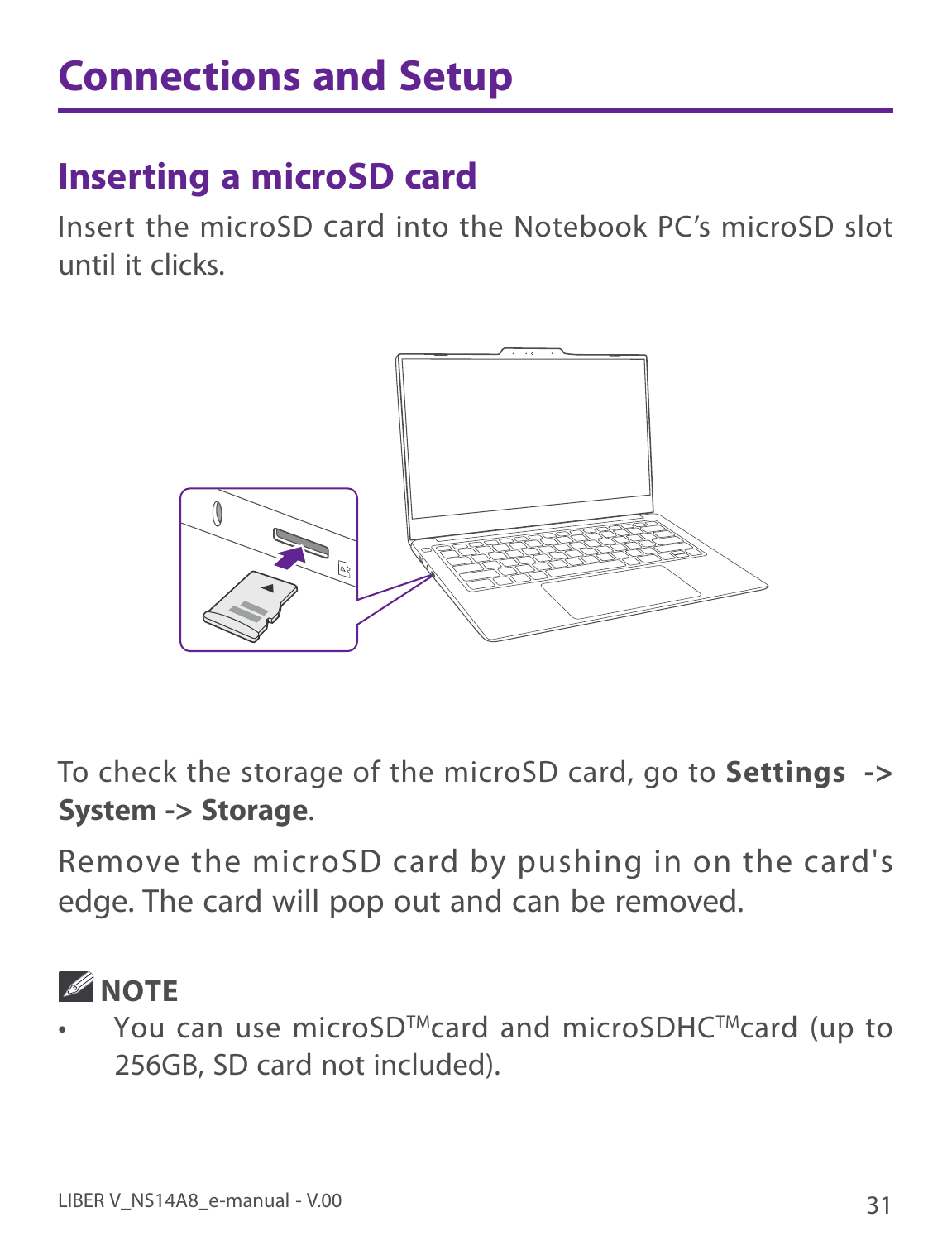# Connections and Setup

## Inserting a microSD card

Insert the microSD card into the Notebook PC's microSD slot until it clicks.

To check the storage of the microSD card, go to **Settings -> System -> Storage**.

Remove the microSD card by pushing in on the card's edge. The card will pop out and can be removed.

**NOTE**

- You can use microSD™card and microSDHC™card (up to 256GB, SD card not included).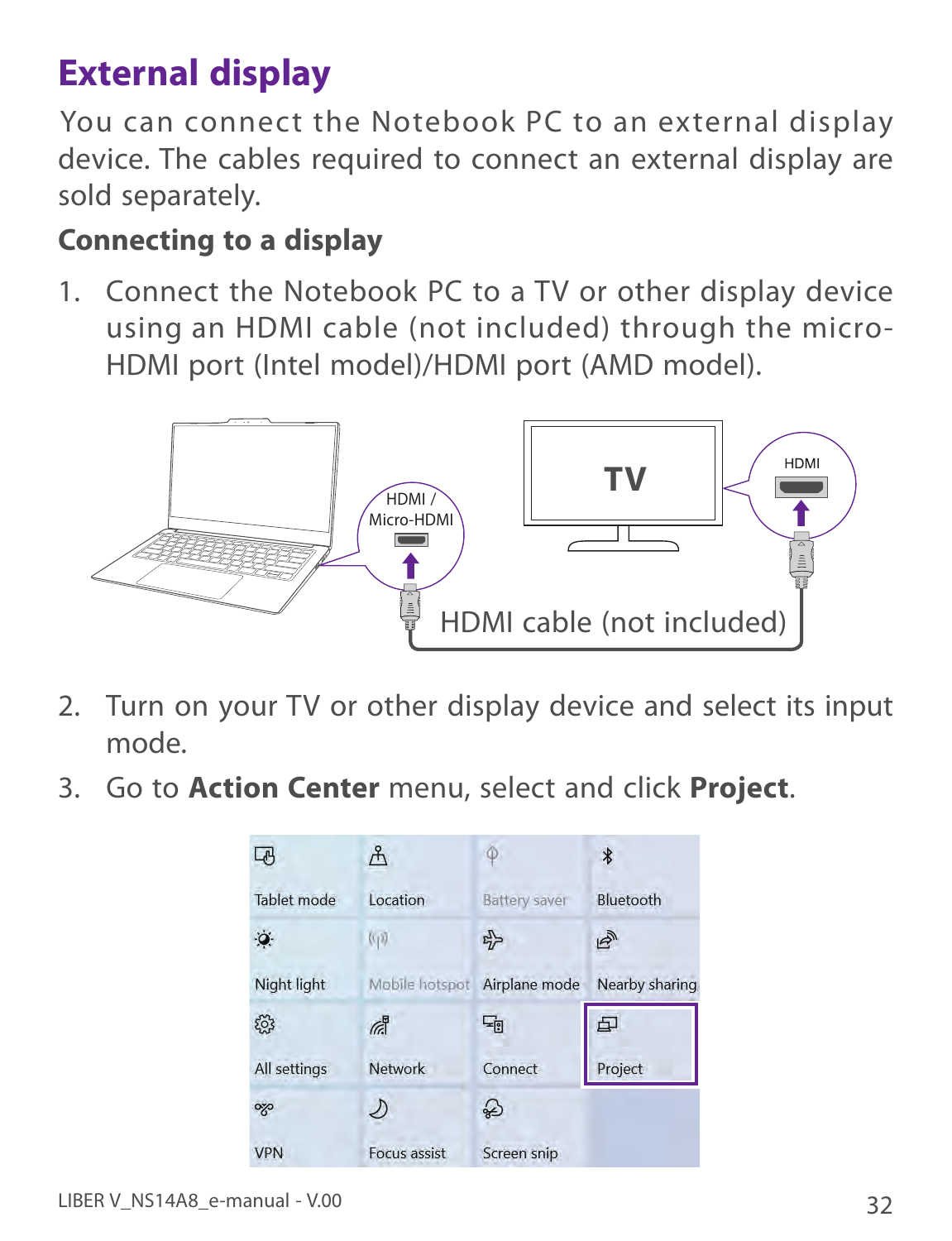# External display

You can connect the Notebook PC to an external display device. The cables required to connect an external display are sold separately.

## Connecting to a display

1. Connect the Notebook PC to a TV or other display device using an HDMI cable (not included) through the micro-HDMI port (Intel model)/HDMI port (AMD model).

2. Turn on your TV or other display device and select its input mode.

3. Go to **Action Center** menu, select and click **Project**.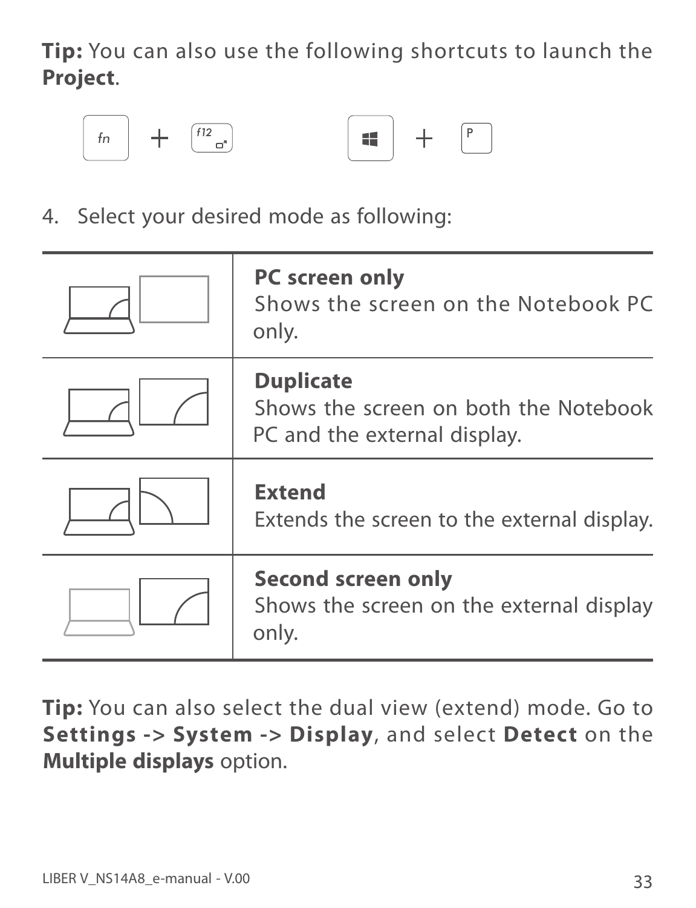**Tip:** You can also use the following shortcuts to launch the **Project**.

fn + f12 &nbsp;&nbsp;&nbsp;&nbsp;&nbsp; Windows + P

4. Select your desired mode as following:

| | |
|---|---|
| | **PC screen only**<br>Shows the screen on the Notebook PC only. |
| | **Duplicate**<br>Shows the screen on both the Notebook PC and the external display. |
| | **Extend**<br>Extends the screen to the external display. |
| | **Second screen only**<br>Shows the screen on the external display only. |

**Tip:** You can also select the dual view (extend) mode. Go to **Settings -> System -> Display**, and select **Detect** on the **Multiple displays** option.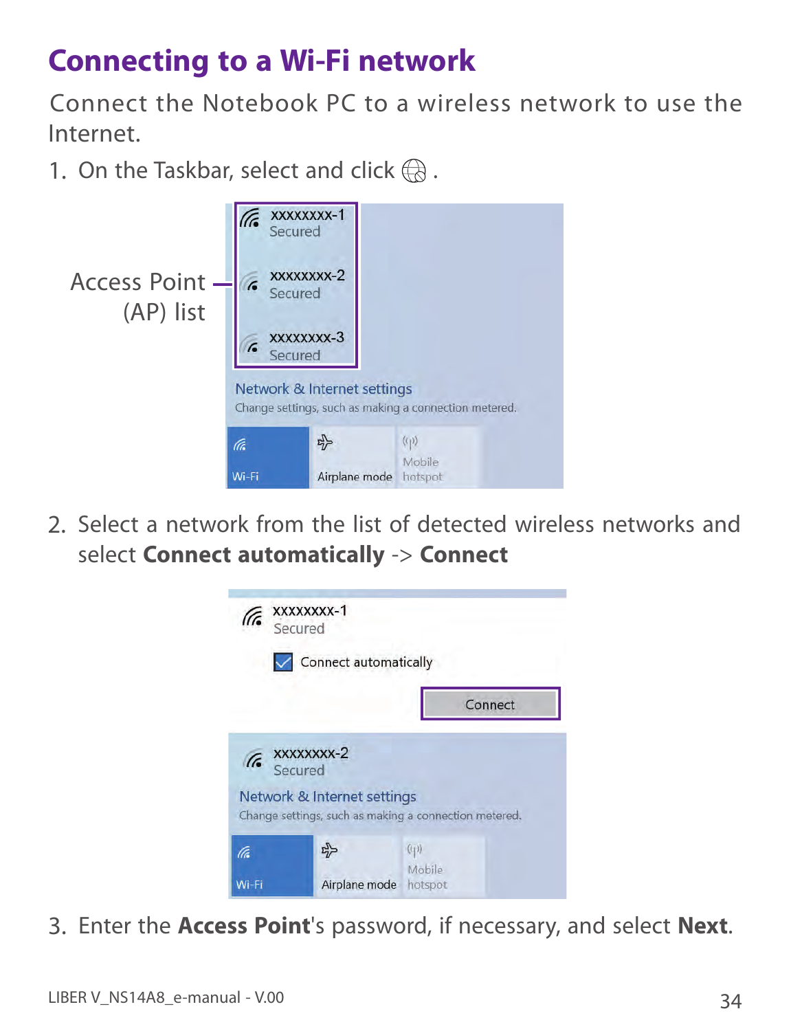# Connecting to a Wi-Fi network

Connect the Notebook PC to a wireless network to use the Internet.

1. On the Taskbar, select and click .

2. Select a network from the list of detected wireless networks and select **Connect automatically** -> **Connect**

3. Enter the **Access Point**'s password, if necessary, and select **Next**.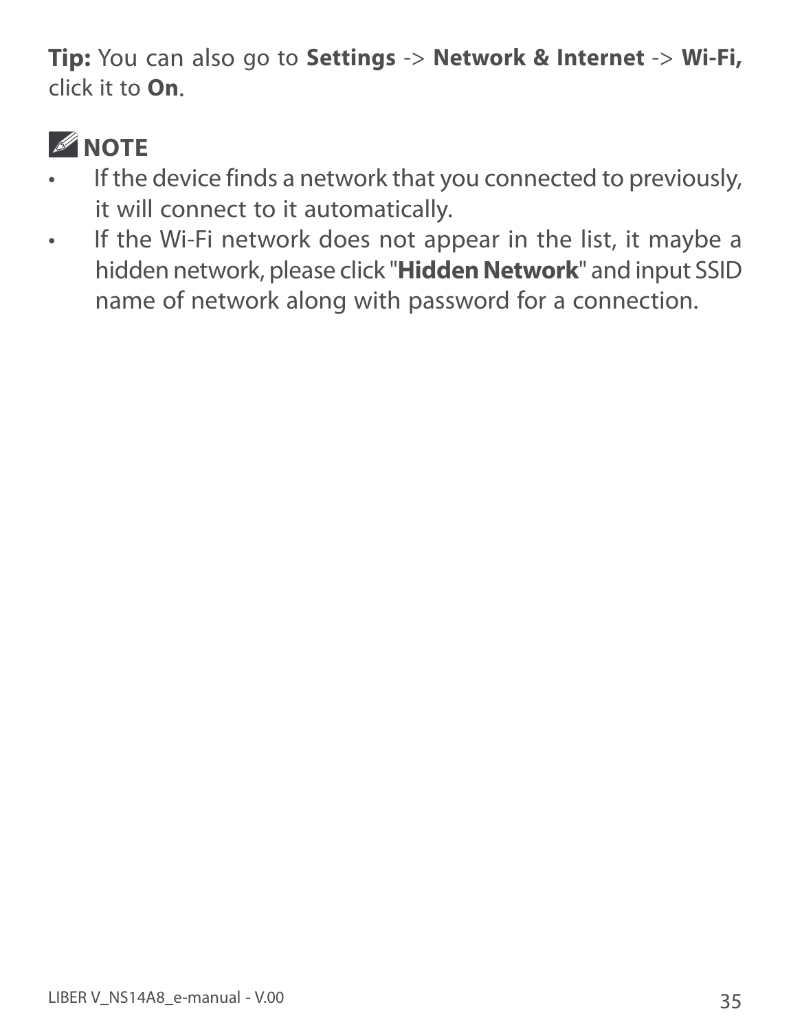**Tip:** You can also go to **Settings** -> **Network & Internet** -> **Wi-Fi,** click it to **On**.

**NOTE**

- If the device finds a network that you connected to previously, it will connect to it automatically.
- If the Wi-Fi network does not appear in the list, it maybe a hidden network, please click "**Hidden Network**" and input SSID name of network along with password for a connection.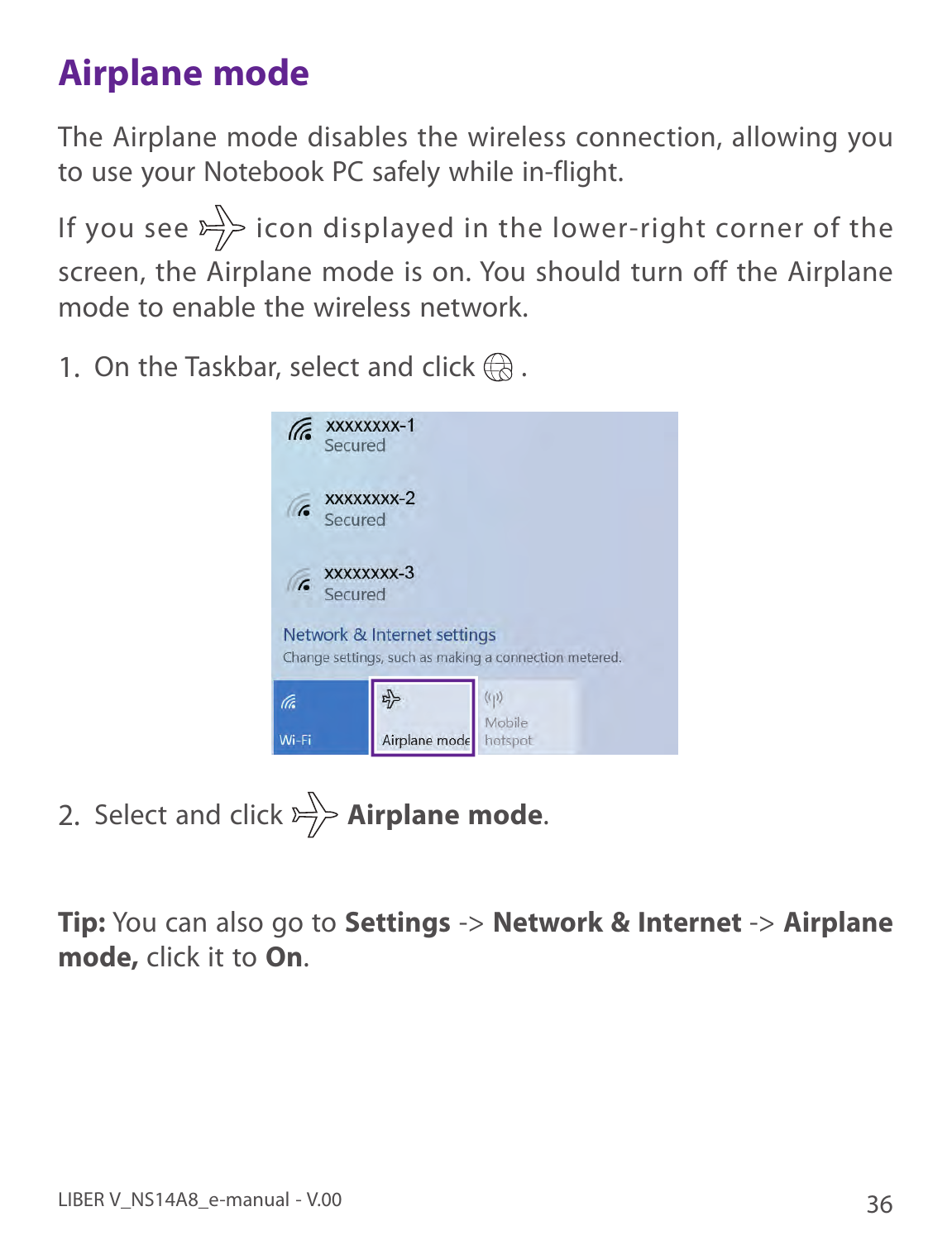# Airplane mode

The Airplane mode disables the wireless connection, allowing you to use your Notebook PC safely while in-flight.

If you see ✈ icon displayed in the lower-right corner of the screen, the Airplane mode is on. You should turn off the Airplane mode to enable the wireless network.

1. On the Taskbar, select and click 🌐 .

2. Select and click ✈ **Airplane mode**.

**Tip:** You can also go to **Settings** -> **Network & Internet** -> **Airplane mode,** click it to **On**.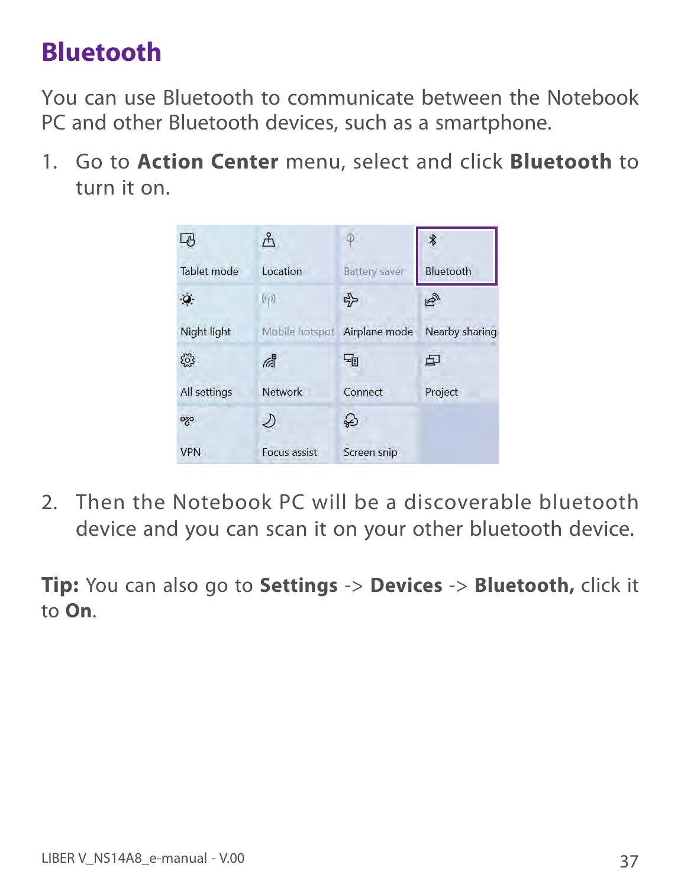# Bluetooth

You can use Bluetooth to communicate between the Notebook PC and other Bluetooth devices, such as a smartphone.

1. Go to **Action Center** menu, select and click **Bluetooth** to turn it on.

2. Then the Notebook PC will be a discoverable bluetooth device and you can scan it on your other bluetooth device.

**Tip:** You can also go to **Settings** -> **Devices** -> **Bluetooth,** click it to **On**.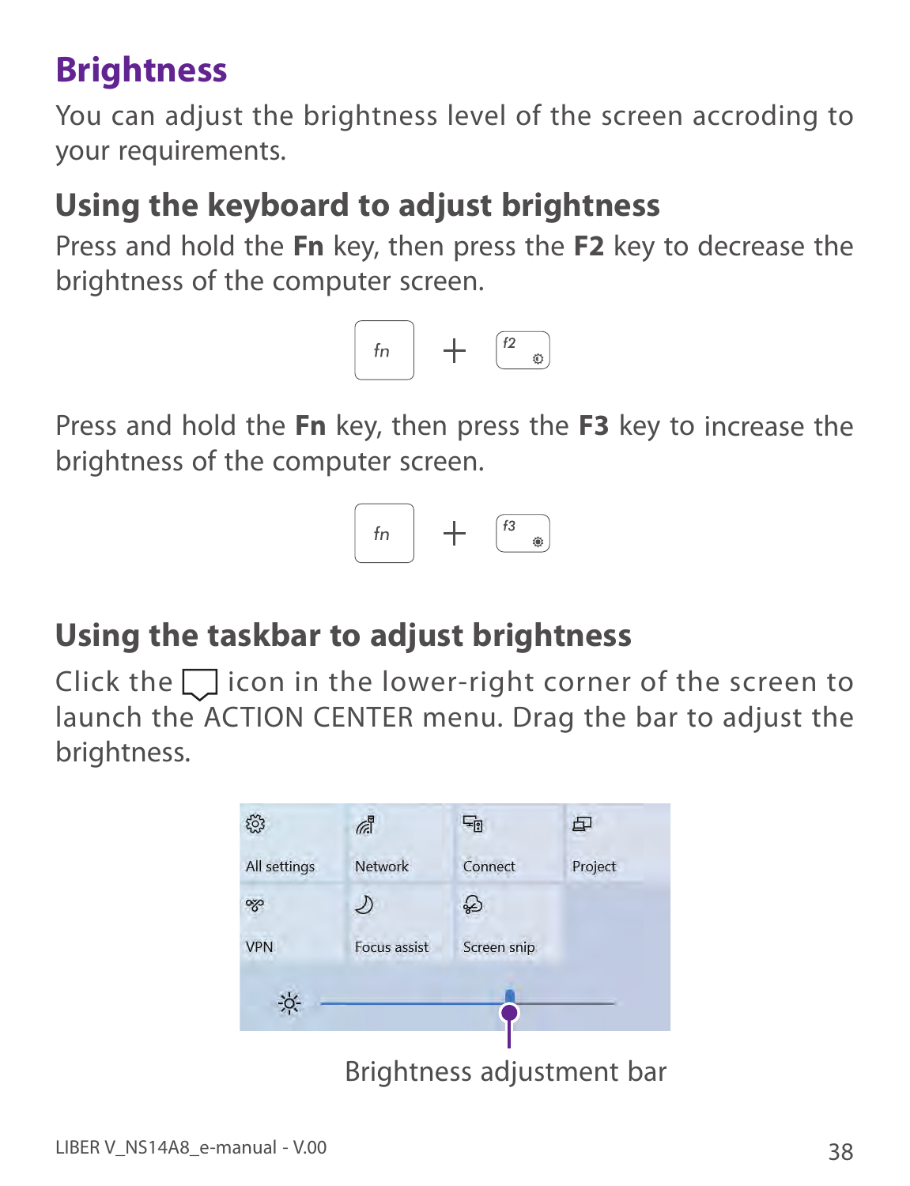# Brightness

You can adjust the brightness level of the screen accroding to your requirements.

## Using the keyboard to adjust brightness

Press and hold the **Fn** key, then press the **F2** key to decrease the brightness of the computer screen.

Press and hold the **Fn** key, then press the **F3** key to increase the brightness of the computer screen.

## Using the taskbar to adjust brightness

Click the icon in the lower-right corner of the screen to launch the ACTION CENTER menu. Drag the bar to adjust the brightness.

Brightness adjustment bar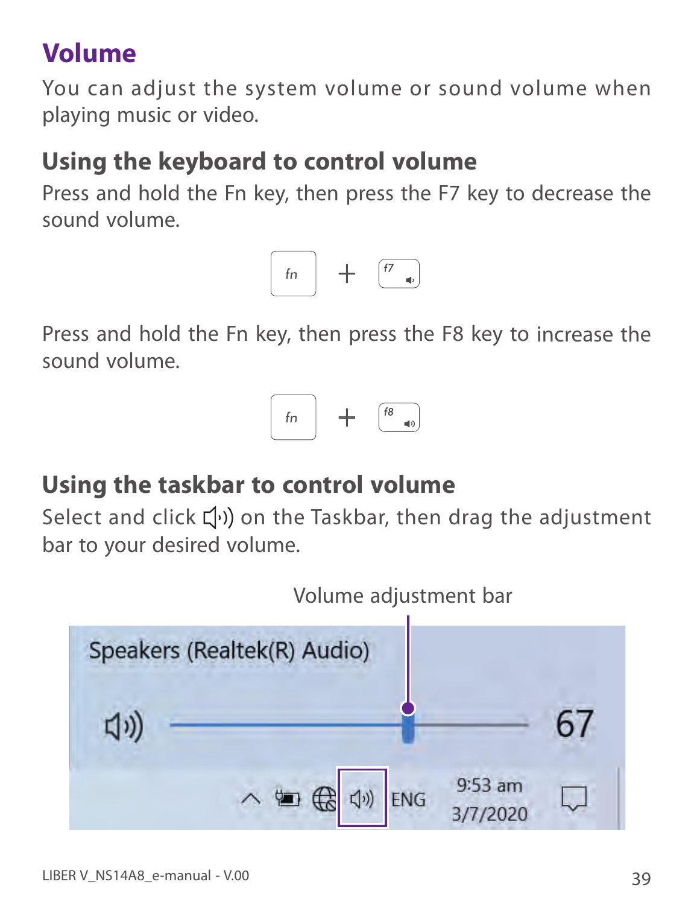# Volume

You can adjust the system volume or sound volume when playing music or video.

## Using the keyboard to control volume

Press and hold the Fn key, then press the F7 key to decrease the sound volume.

fn + f7

Press and hold the Fn key, then press the F8 key to increase the sound volume.

fn + f8

## Using the taskbar to control volume

Select and click 🔊 on the Taskbar, then drag the adjustment bar to your desired volume.

Volume adjustment bar

Speakers (Realtek(R) Audio)

67

ENG 9:53 am 3/7/2020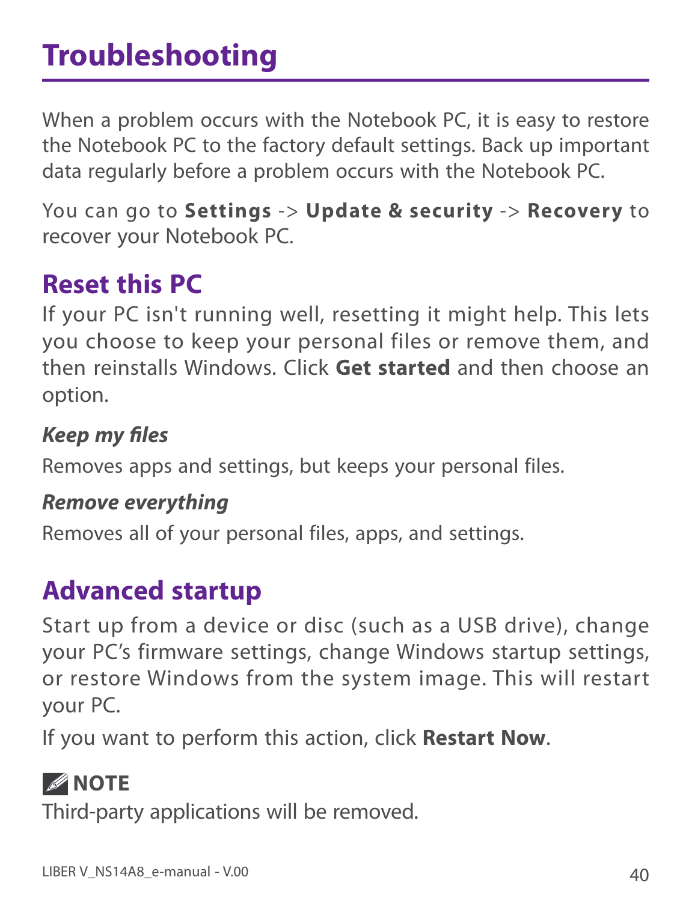# Troubleshooting

When a problem occurs with the Notebook PC, it is easy to restore the Notebook PC to the factory default settings. Back up important data regularly before a problem occurs with the Notebook PC.

You can go to **Settings** -> **Update & security** -> **Recovery** to recover your Notebook PC.

## Reset this PC

If your PC isn't running well, resetting it might help. This lets you choose to keep your personal files or remove them, and then reinstalls Windows. Click **Get started** and then choose an option.

### *Keep my files*

Removes apps and settings, but keeps your personal files.

### *Remove everything*

Removes all of your personal files, apps, and settings.

## Advanced startup

Start up from a device or disc (such as a USB drive), change your PC's firmware settings, change Windows startup settings, or restore Windows from the system image. This will restart your PC.

If you want to perform this action, click **Restart Now**.

**NOTE**

Third-party applications will be removed.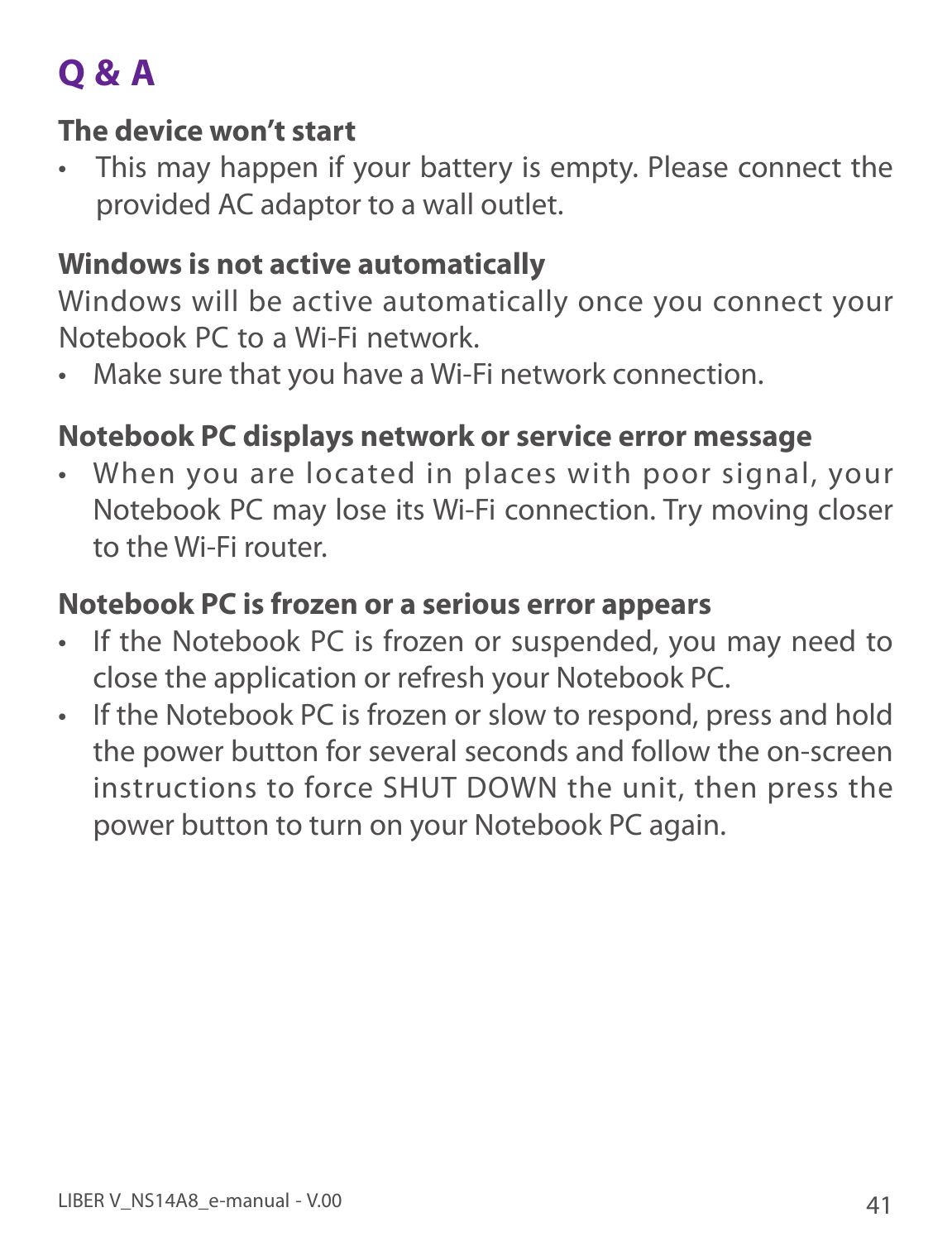# Q & A

### The device won't start

- This may happen if your battery is empty. Please connect the provided AC adaptor to a wall outlet.

### Windows is not active automatically

Windows will be active automatically once you connect your Notebook PC to a Wi-Fi network.

- Make sure that you have a Wi-Fi network connection.

### Notebook PC displays network or service error message

- When you are located in places with poor signal, your Notebook PC may lose its Wi-Fi connection. Try moving closer to the Wi-Fi router.

### Notebook PC is frozen or a serious error appears

- If the Notebook PC is frozen or suspended, you may need to close the application or refresh your Notebook PC.
- If the Notebook PC is frozen or slow to respond, press and hold the power button for several seconds and follow the on-screen instructions to force SHUT DOWN the unit, then press the power button to turn on your Notebook PC again.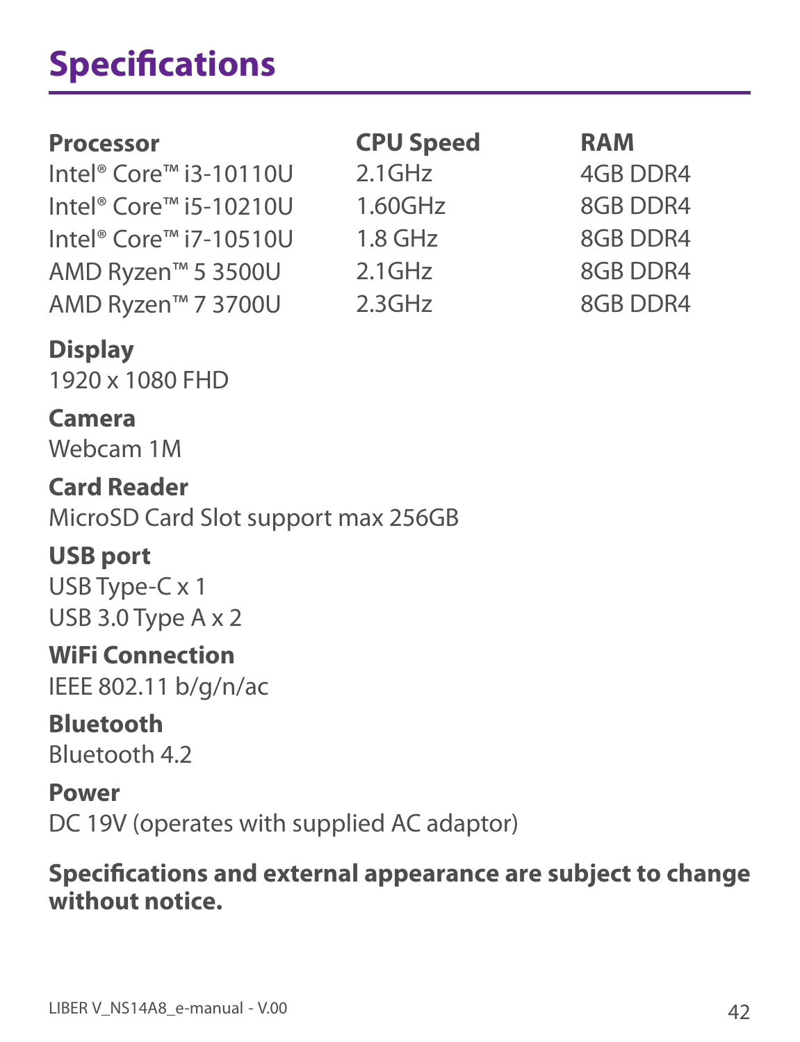# Specifications

| Processor | CPU Speed | RAM |
|---|---|---|
| Intel® Core™ i3-10110U | 2.1GHz | 4GB DDR4 |
| Intel® Core™ i5-10210U | 1.60GHz | 8GB DDR4 |
| Intel® Core™ i7-10510U | 1.8 GHz | 8GB DDR4 |
| AMD Ryzen™ 5 3500U | 2.1GHz | 8GB DDR4 |
| AMD Ryzen™ 7 3700U | 2.3GHz | 8GB DDR4 |

**Display**
1920 x 1080 FHD

**Camera**
Webcam 1M

**Card Reader**
MicroSD Card Slot support max 256GB

**USB port**
USB Type-C x 1
USB 3.0 Type A x 2

**WiFi Connection**
IEEE 802.11 b/g/n/ac

**Bluetooth**
Bluetooth 4.2

**Power**
DC 19V (operates with supplied AC adaptor)

**Specifications and external appearance are subject to change without notice.**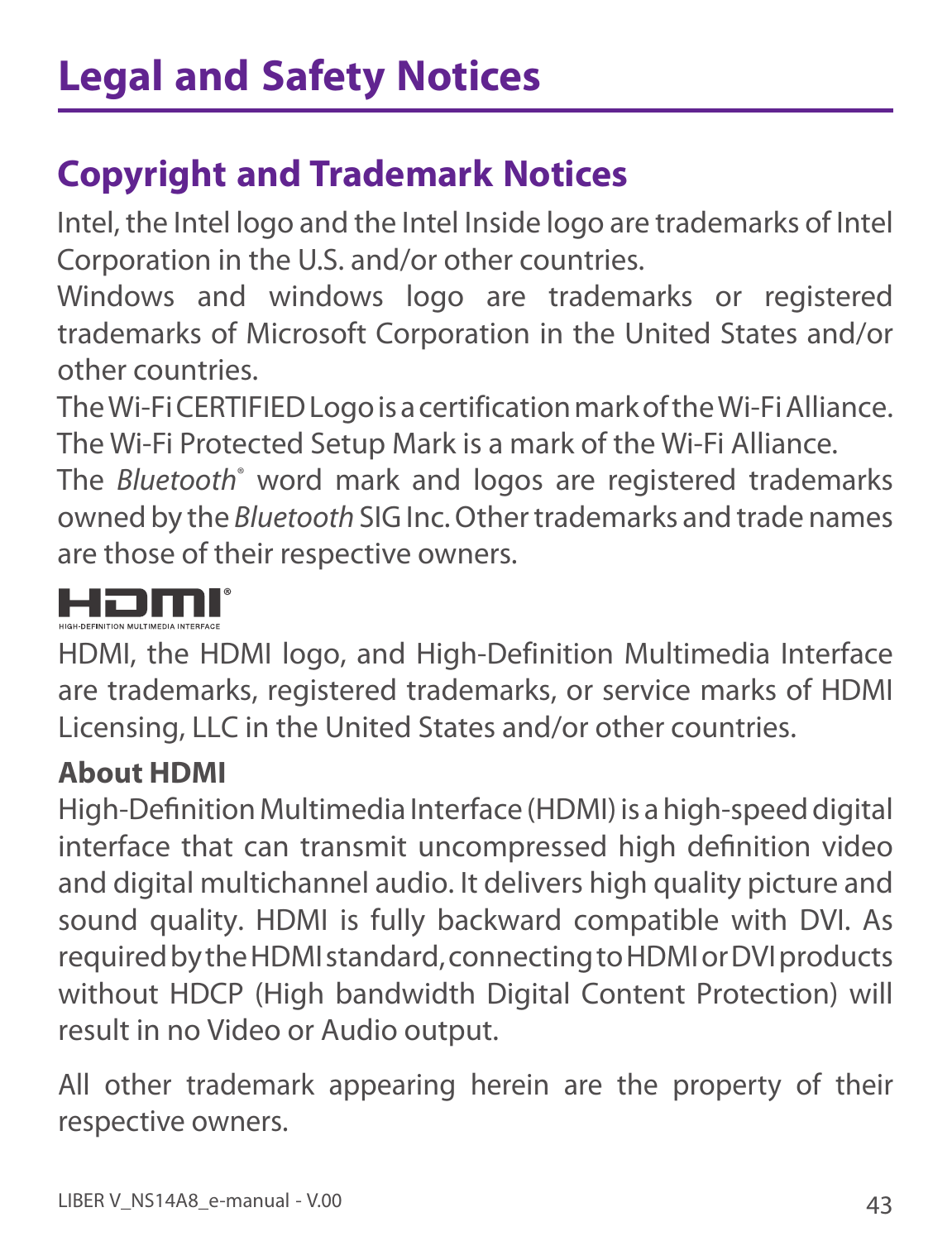# Legal and Safety Notices

## Copyright and Trademark Notices

Intel, the Intel logo and the Intel Inside logo are trademarks of Intel Corporation in the U.S. and/or other countries.

Windows and windows logo are trademarks or registered trademarks of Microsoft Corporation in the United States and/or other countries.

The Wi-Fi CERTIFIED Logo is a certification mark of the Wi-Fi Alliance. The Wi-Fi Protected Setup Mark is a mark of the Wi-Fi Alliance.

The *Bluetooth*® word mark and logos are registered trademarks owned by the *Bluetooth* SIG Inc. Other trademarks and trade names are those of their respective owners.

HDMI®
HIGH-DEFINITION MULTIMEDIA INTERFACE

HDMI, the HDMI logo, and High-Definition Multimedia Interface are trademarks, registered trademarks, or service marks of HDMI Licensing, LLC in the United States and/or other countries.

**About HDMI**

High-Definition Multimedia Interface (HDMI) is a high-speed digital interface that can transmit uncompressed high definition video and digital multichannel audio. It delivers high quality picture and sound quality. HDMI is fully backward compatible with DVI. As required by the HDMI standard, connecting to HDMI or DVI products without HDCP (High bandwidth Digital Content Protection) will result in no Video or Audio output.

All other trademark appearing herein are the property of their respective owners.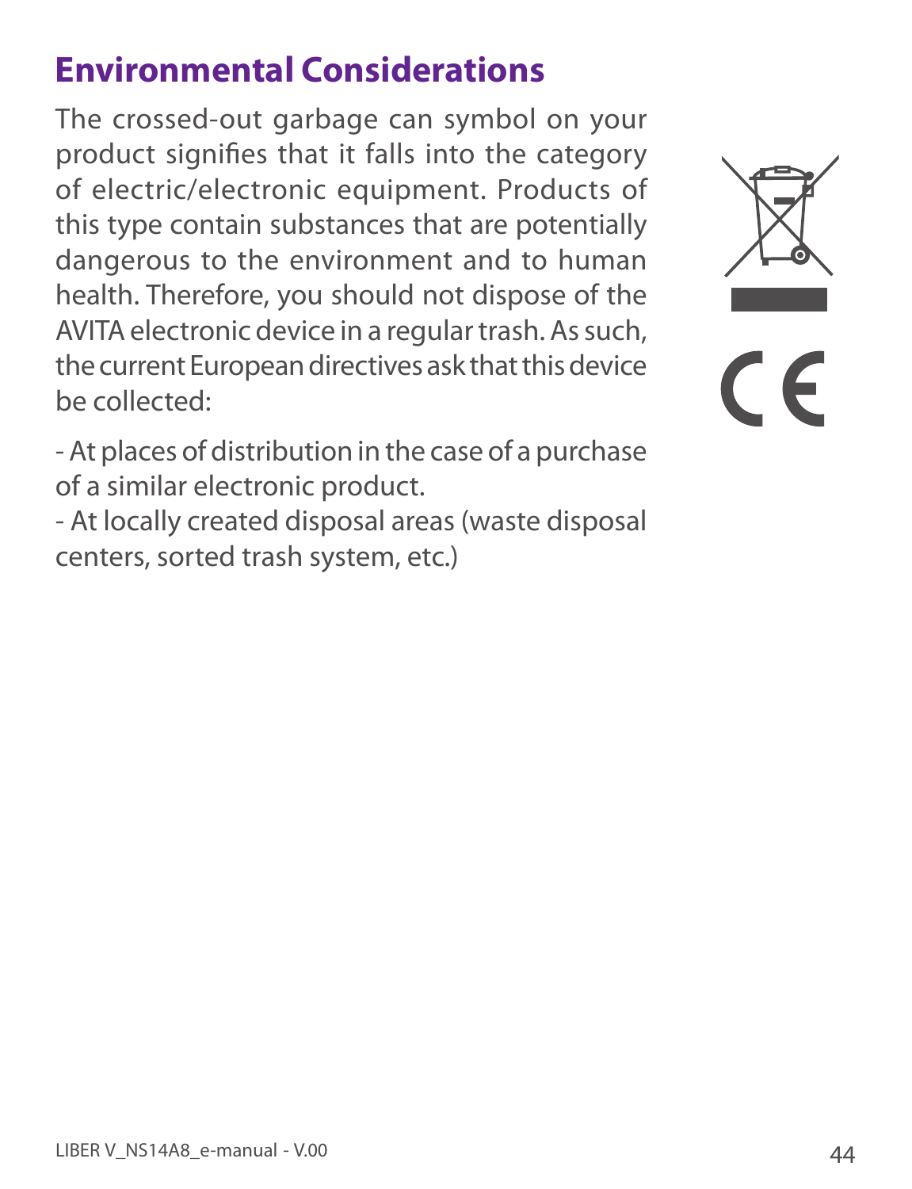# Environmental Considerations

The crossed-out garbage can symbol on your product signifies that it falls into the category of electric/electronic equipment. Products of this type contain substances that are potentially dangerous to the environment and to human health. Therefore, you should not dispose of the AVITA electronic device in a regular trash. As such, the current European directives ask that this device be collected:

- At places of distribution in the case of a purchase of a similar electronic product.
- At locally created disposal areas (waste disposal centers, sorted trash system, etc.)